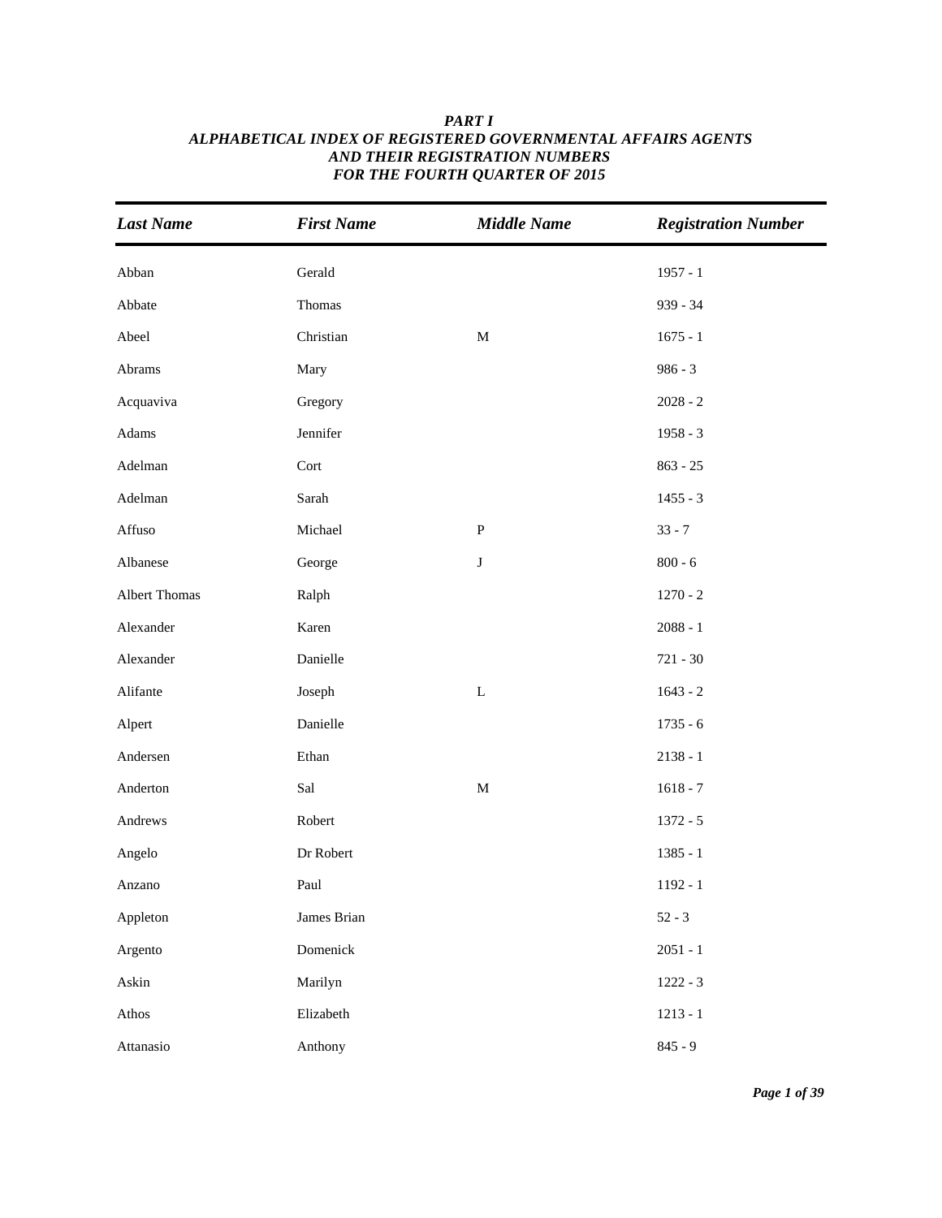# *PART I*
## *ALPHABETICAL INDEX OF REGISTERED GOVERNMENTAL AFFAIRS AGENTS AND THEIR REGISTRATION NUMBERS FOR THE FOURTH QUARTER OF 2015*

| *Last Name* | *First Name* | *Middle Name* | *Registration Number* |
|---|---|---|---|
| Abban | Gerald | | 1957 - 1 |
| Abbate | Thomas | | 939 - 34 |
| Abeel | Christian | M | 1675 - 1 |
| Abrams | Mary | | 986 - 3 |
| Acquaviva | Gregory | | 2028 - 2 |
| Adams | Jennifer | | 1958 - 3 |
| Adelman | Cort | | 863 - 25 |
| Adelman | Sarah | | 1455 - 3 |
| Affuso | Michael | P | 33 - 7 |
| Albanese | George | J | 800 - 6 |
| Albert Thomas | Ralph | | 1270 - 2 |
| Alexander | Karen | | 2088 - 1 |
| Alexander | Danielle | | 721 - 30 |
| Alifante | Joseph | L | 1643 - 2 |
| Alpert | Danielle | | 1735 - 6 |
| Andersen | Ethan | | 2138 - 1 |
| Anderton | Sal | M | 1618 - 7 |
| Andrews | Robert | | 1372 - 5 |
| Angelo | Dr Robert | | 1385 - 1 |
| Anzano | Paul | | 1192 - 1 |
| Appleton | James Brian | | 52 - 3 |
| Argento | Domenick | | 2051 - 1 |
| Askin | Marilyn | | 1222 - 3 |
| Athos | Elizabeth | | 1213 - 1 |
| Attanasio | Anthony | | 845 - 9 |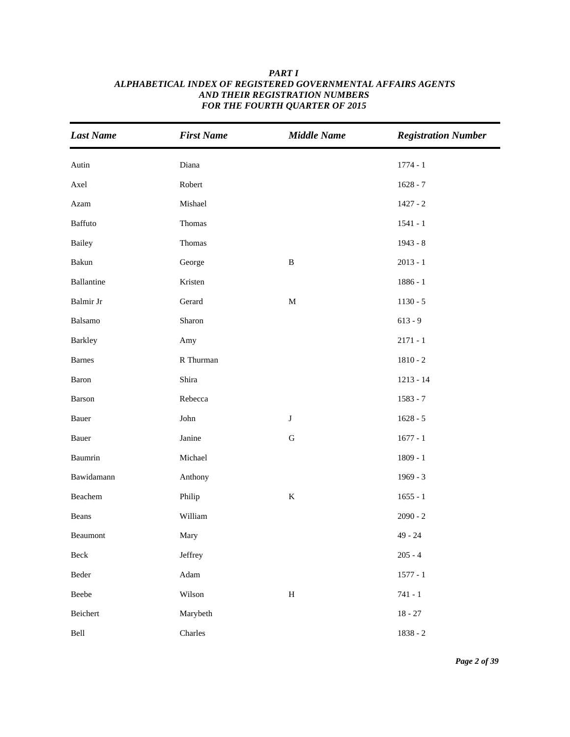***PART I***
***ALPHABETICAL INDEX OF REGISTERED GOVERNMENTAL AFFAIRS AGENTS AND THEIR REGISTRATION NUMBERS FOR THE FOURTH QUARTER OF 2015***

| *Last Name* | *First Name* | *Middle Name* | *Registration Number* |
|---|---|---|---|
| Autin | Diana | | 1774 - 1 |
| Axel | Robert | | 1628 - 7 |
| Azam | Mishael | | 1427 - 2 |
| Baffuto | Thomas | | 1541 - 1 |
| Bailey | Thomas | | 1943 - 8 |
| Bakun | George | B | 2013 - 1 |
| Ballantine | Kristen | | 1886 - 1 |
| Balmir Jr | Gerard | M | 1130 - 5 |
| Balsamo | Sharon | | 613 - 9 |
| Barkley | Amy | | 2171 - 1 |
| Barnes | R Thurman | | 1810 - 2 |
| Baron | Shira | | 1213 - 14 |
| Barson | Rebecca | | 1583 - 7 |
| Bauer | John | J | 1628 - 5 |
| Bauer | Janine | G | 1677 - 1 |
| Baumrin | Michael | | 1809 - 1 |
| Bawidamann | Anthony | | 1969 - 3 |
| Beachem | Philip | K | 1655 - 1 |
| Beans | William | | 2090 - 2 |
| Beaumont | Mary | | 49 - 24 |
| Beck | Jeffrey | | 205 - 4 |
| Beder | Adam | | 1577 - 1 |
| Beebe | Wilson | H | 741 - 1 |
| Beichert | Marybeth | | 18 - 27 |
| Bell | Charles | | 1838 - 2 |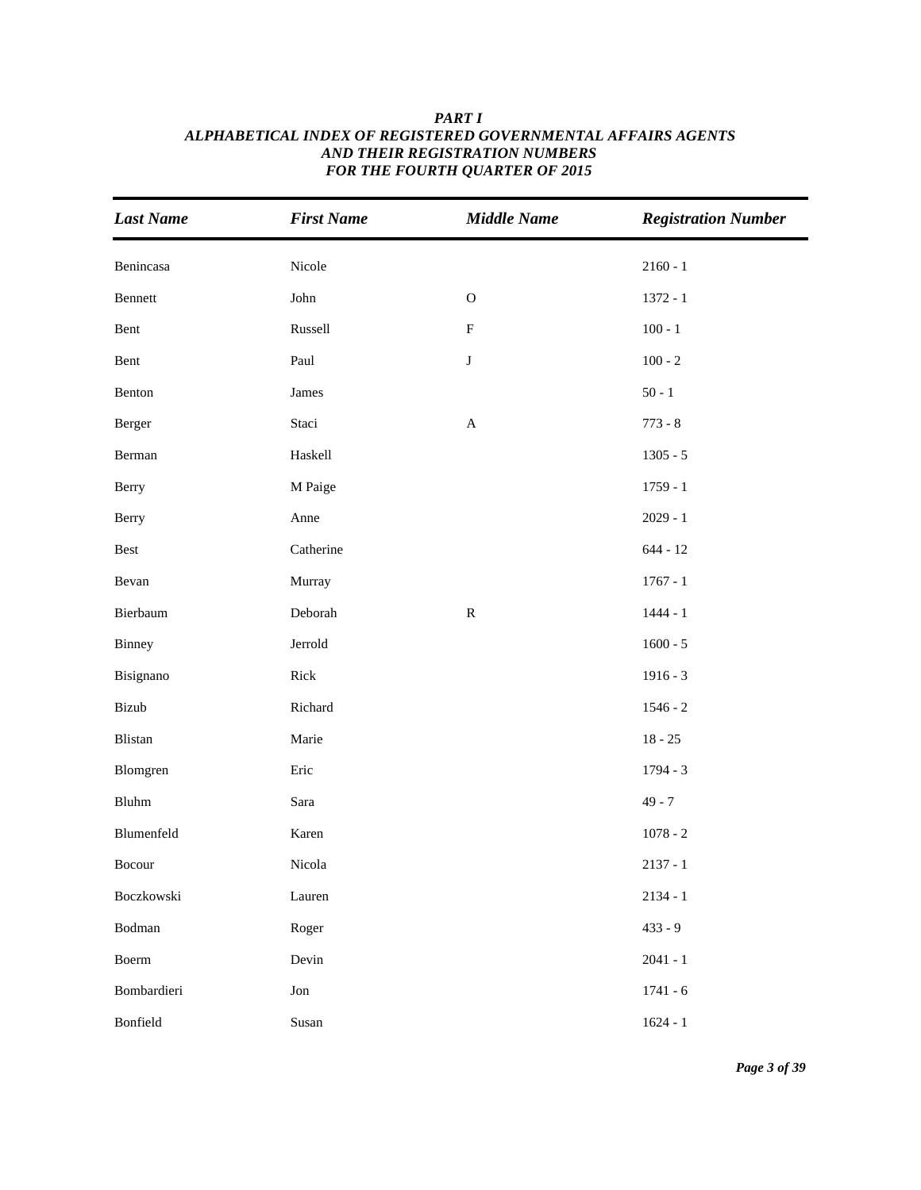***PART I***
***ALPHABETICAL INDEX OF REGISTERED GOVERNMENTAL AFFAIRS AGENTS***
***AND THEIR REGISTRATION NUMBERS***
***FOR THE FOURTH QUARTER OF 2015***

| *Last Name* | *First Name* | *Middle Name* | *Registration Number* |
|---|---|---|---|
| Benincasa | Nicole | | 2160 - 1 |
| Bennett | John | O | 1372 - 1 |
| Bent | Russell | F | 100 - 1 |
| Bent | Paul | J | 100 - 2 |
| Benton | James | | 50 - 1 |
| Berger | Staci | A | 773 - 8 |
| Berman | Haskell | | 1305 - 5 |
| Berry | M Paige | | 1759 - 1 |
| Berry | Anne | | 2029 - 1 |
| Best | Catherine | | 644 - 12 |
| Bevan | Murray | | 1767 - 1 |
| Bierbaum | Deborah | R | 1444 - 1 |
| Binney | Jerrold | | 1600 - 5 |
| Bisignano | Rick | | 1916 - 3 |
| Bizub | Richard | | 1546 - 2 |
| Blistan | Marie | | 18 - 25 |
| Blomgren | Eric | | 1794 - 3 |
| Bluhm | Sara | | 49 - 7 |
| Blumenfeld | Karen | | 1078 - 2 |
| Bocour | Nicola | | 2137 - 1 |
| Boczkowski | Lauren | | 2134 - 1 |
| Bodman | Roger | | 433 - 9 |
| Boerm | Devin | | 2041 - 1 |
| Bombardieri | Jon | | 1741 - 6 |
| Bonfield | Susan | | 1624 - 1 |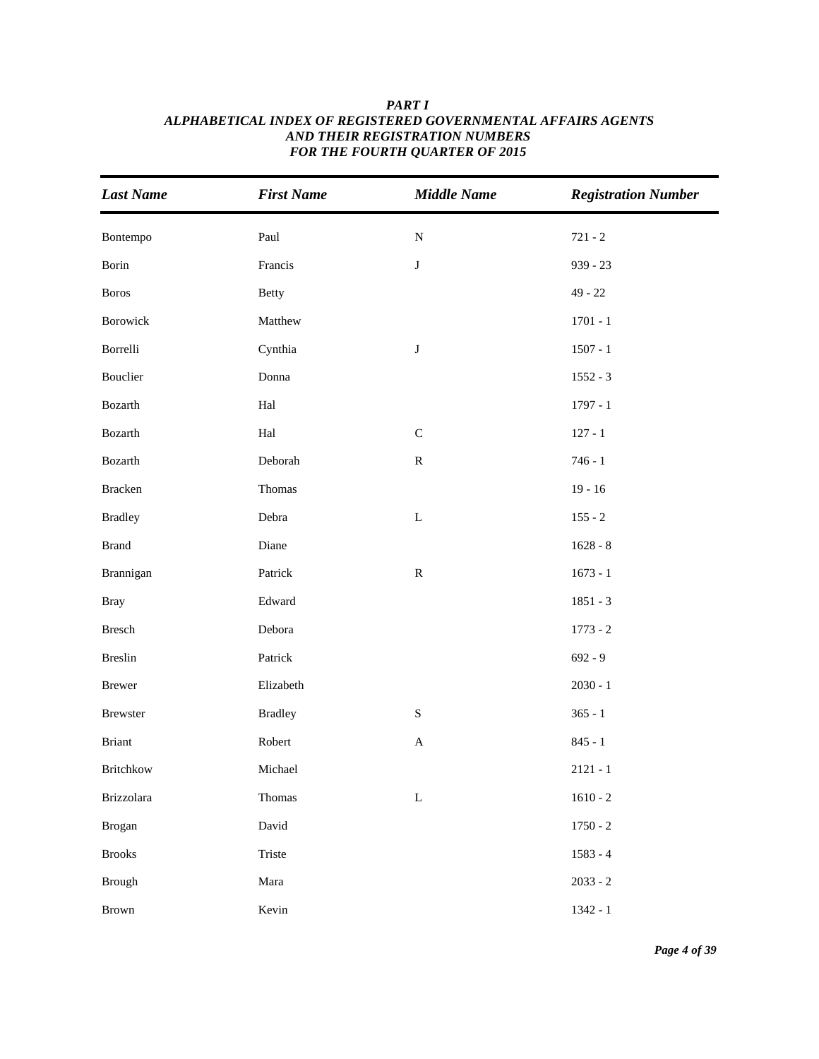***PART I***
***ALPHABETICAL INDEX OF REGISTERED GOVERNMENTAL AFFAIRS AGENTS AND THEIR REGISTRATION NUMBERS FOR THE FOURTH QUARTER OF 2015***

| *Last Name* | *First Name* | *Middle Name* | *Registration Number* |
|---|---|---|---|
| Bontempo | Paul | N | 721 - 2 |
| Borin | Francis | J | 939 - 23 |
| Boros | Betty | | 49 - 22 |
| Borowick | Matthew | | 1701 - 1 |
| Borrelli | Cynthia | J | 1507 - 1 |
| Bouclier | Donna | | 1552 - 3 |
| Bozarth | Hal | | 1797 - 1 |
| Bozarth | Hal | C | 127 - 1 |
| Bozarth | Deborah | R | 746 - 1 |
| Bracken | Thomas | | 19 - 16 |
| Bradley | Debra | L | 155 - 2 |
| Brand | Diane | | 1628 - 8 |
| Brannigan | Patrick | R | 1673 - 1 |
| Bray | Edward | | 1851 - 3 |
| Bresch | Debora | | 1773 - 2 |
| Breslin | Patrick | | 692 - 9 |
| Brewer | Elizabeth | | 2030 - 1 |
| Brewster | Bradley | S | 365 - 1 |
| Briant | Robert | A | 845 - 1 |
| Britchkow | Michael | | 2121 - 1 |
| Brizzolara | Thomas | L | 1610 - 2 |
| Brogan | David | | 1750 - 2 |
| Brooks | Triste | | 1583 - 4 |
| Brough | Mara | | 2033 - 2 |
| Brown | Kevin | | 1342 - 1 |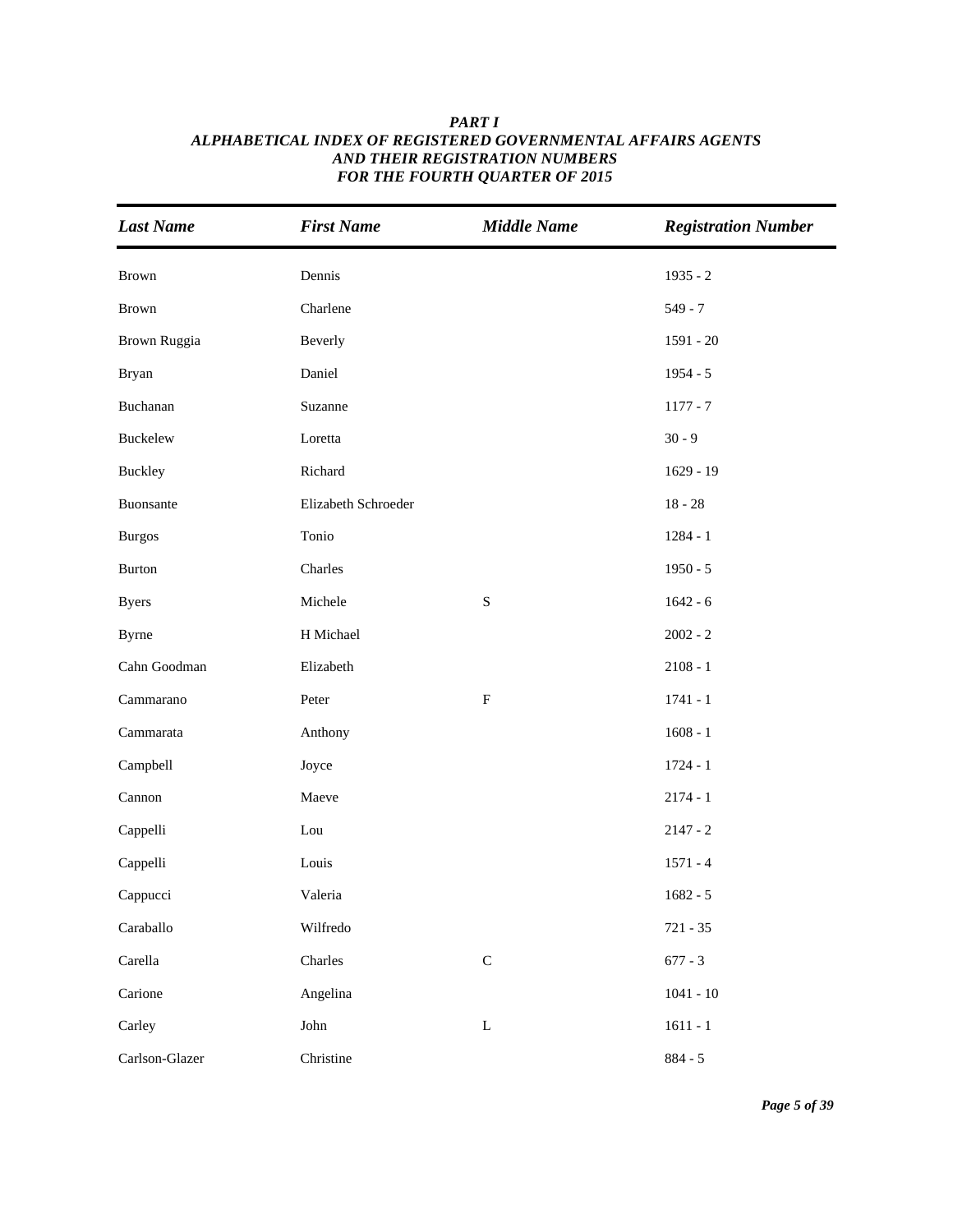***PART I***
***ALPHABETICAL INDEX OF REGISTERED GOVERNMENTAL AFFAIRS AGENTS***
***AND THEIR REGISTRATION NUMBERS***
***FOR THE FOURTH QUARTER OF 2015***

| *Last Name* | *First Name* | *Middle Name* | *Registration Number* |
|---|---|---|---|
| Brown | Dennis | | 1935 - 2 |
| Brown | Charlene | | 549 - 7 |
| Brown Ruggia | Beverly | | 1591 - 20 |
| Bryan | Daniel | | 1954 - 5 |
| Buchanan | Suzanne | | 1177 - 7 |
| Buckelew | Loretta | | 30 - 9 |
| Buckley | Richard | | 1629 - 19 |
| Buonsante | Elizabeth Schroeder | | 18 - 28 |
| Burgos | Tonio | | 1284 - 1 |
| Burton | Charles | | 1950 - 5 |
| Byers | Michele | S | 1642 - 6 |
| Byrne | H Michael | | 2002 - 2 |
| Cahn Goodman | Elizabeth | | 2108 - 1 |
| Cammarano | Peter | F | 1741 - 1 |
| Cammarata | Anthony | | 1608 - 1 |
| Campbell | Joyce | | 1724 - 1 |
| Cannon | Maeve | | 2174 - 1 |
| Cappelli | Lou | | 2147 - 2 |
| Cappelli | Louis | | 1571 - 4 |
| Cappucci | Valeria | | 1682 - 5 |
| Caraballo | Wilfredo | | 721 - 35 |
| Carella | Charles | C | 677 - 3 |
| Carione | Angelina | | 1041 - 10 |
| Carley | John | L | 1611 - 1 |
| Carlson-Glazer | Christine | | 884 - 5 |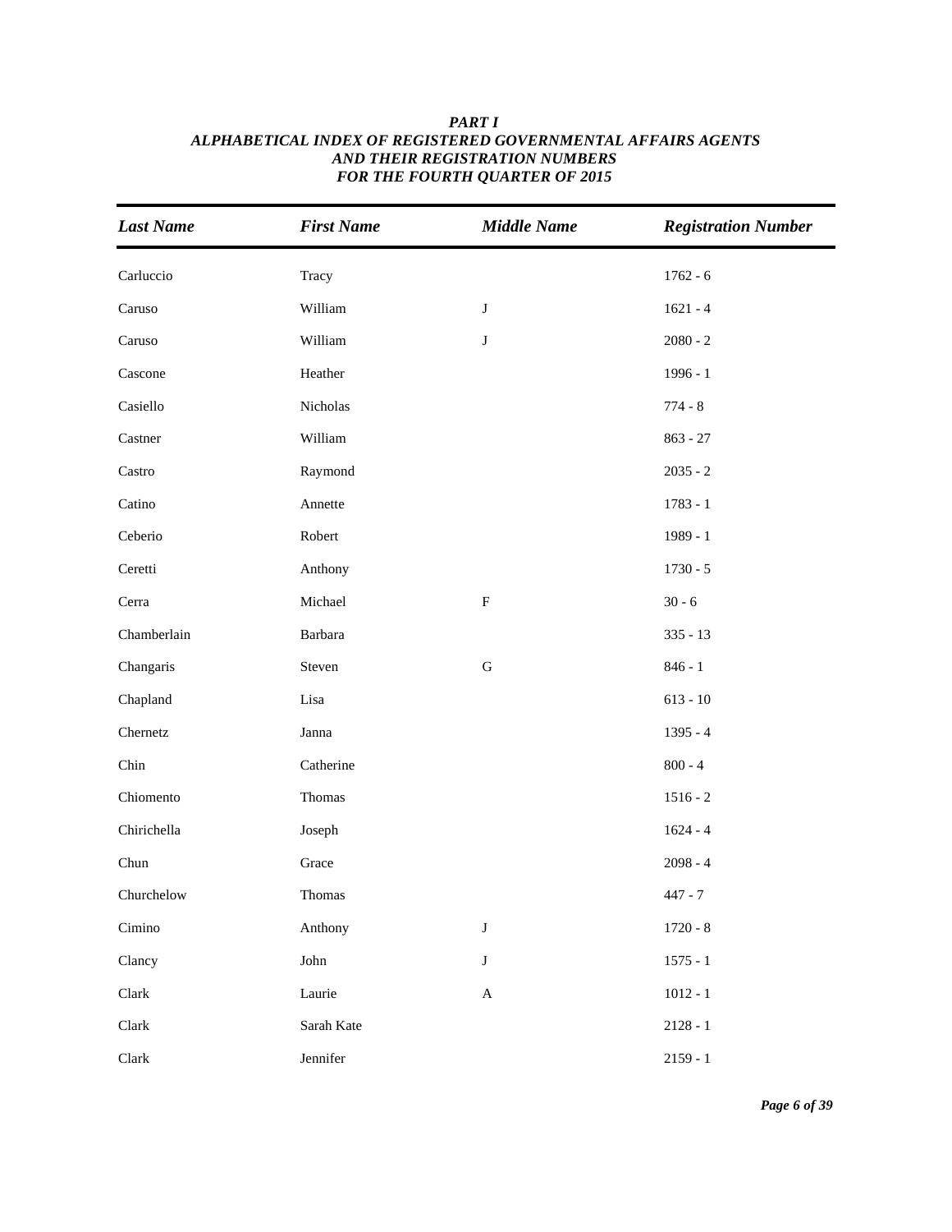***PART I***
***ALPHABETICAL INDEX OF REGISTERED GOVERNMENTAL AFFAIRS AGENTS AND THEIR REGISTRATION NUMBERS FOR THE FOURTH QUARTER OF 2015***

| *Last Name* | *First Name* | *Middle Name* | *Registration Number* |
|---|---|---|---|
| Carluccio | Tracy | | 1762 - 6 |
| Caruso | William | J | 1621 - 4 |
| Caruso | William | J | 2080 - 2 |
| Cascone | Heather | | 1996 - 1 |
| Casiello | Nicholas | | 774 - 8 |
| Castner | William | | 863 - 27 |
| Castro | Raymond | | 2035 - 2 |
| Catino | Annette | | 1783 - 1 |
| Ceberio | Robert | | 1989 - 1 |
| Ceretti | Anthony | | 1730 - 5 |
| Cerra | Michael | F | 30 - 6 |
| Chamberlain | Barbara | | 335 - 13 |
| Changaris | Steven | G | 846 - 1 |
| Chapland | Lisa | | 613 - 10 |
| Chernetz | Janna | | 1395 - 4 |
| Chin | Catherine | | 800 - 4 |
| Chiomento | Thomas | | 1516 - 2 |
| Chirichella | Joseph | | 1624 - 4 |
| Chun | Grace | | 2098 - 4 |
| Churchelow | Thomas | | 447 - 7 |
| Cimino | Anthony | J | 1720 - 8 |
| Clancy | John | J | 1575 - 1 |
| Clark | Laurie | A | 1012 - 1 |
| Clark | Sarah Kate | | 2128 - 1 |
| Clark | Jennifer | | 2159 - 1 |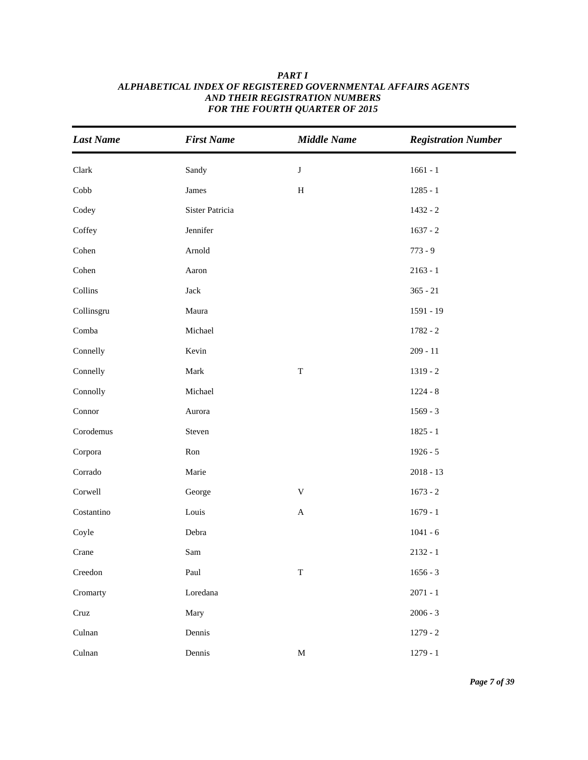***PART I***
***ALPHABETICAL INDEX OF REGISTERED GOVERNMENTAL AFFAIRS AGENTS AND THEIR REGISTRATION NUMBERS FOR THE FOURTH QUARTER OF 2015***

| *Last Name* | *First Name* | *Middle Name* | *Registration Number* |
|---|---|---|---|
| Clark | Sandy | J | 1661 - 1 |
| Cobb | James | H | 1285 - 1 |
| Codey | Sister Patricia | | 1432 - 2 |
| Coffey | Jennifer | | 1637 - 2 |
| Cohen | Arnold | | 773 - 9 |
| Cohen | Aaron | | 2163 - 1 |
| Collins | Jack | | 365 - 21 |
| Collinsgru | Maura | | 1591 - 19 |
| Comba | Michael | | 1782 - 2 |
| Connelly | Kevin | | 209 - 11 |
| Connelly | Mark | T | 1319 - 2 |
| Connolly | Michael | | 1224 - 8 |
| Connor | Aurora | | 1569 - 3 |
| Corodemus | Steven | | 1825 - 1 |
| Corpora | Ron | | 1926 - 5 |
| Corrado | Marie | | 2018 - 13 |
| Corwell | George | V | 1673 - 2 |
| Costantino | Louis | A | 1679 - 1 |
| Coyle | Debra | | 1041 - 6 |
| Crane | Sam | | 2132 - 1 |
| Creedon | Paul | T | 1656 - 3 |
| Cromarty | Loredana | | 2071 - 1 |
| Cruz | Mary | | 2006 - 3 |
| Culnan | Dennis | | 1279 - 2 |
| Culnan | Dennis | M | 1279 - 1 |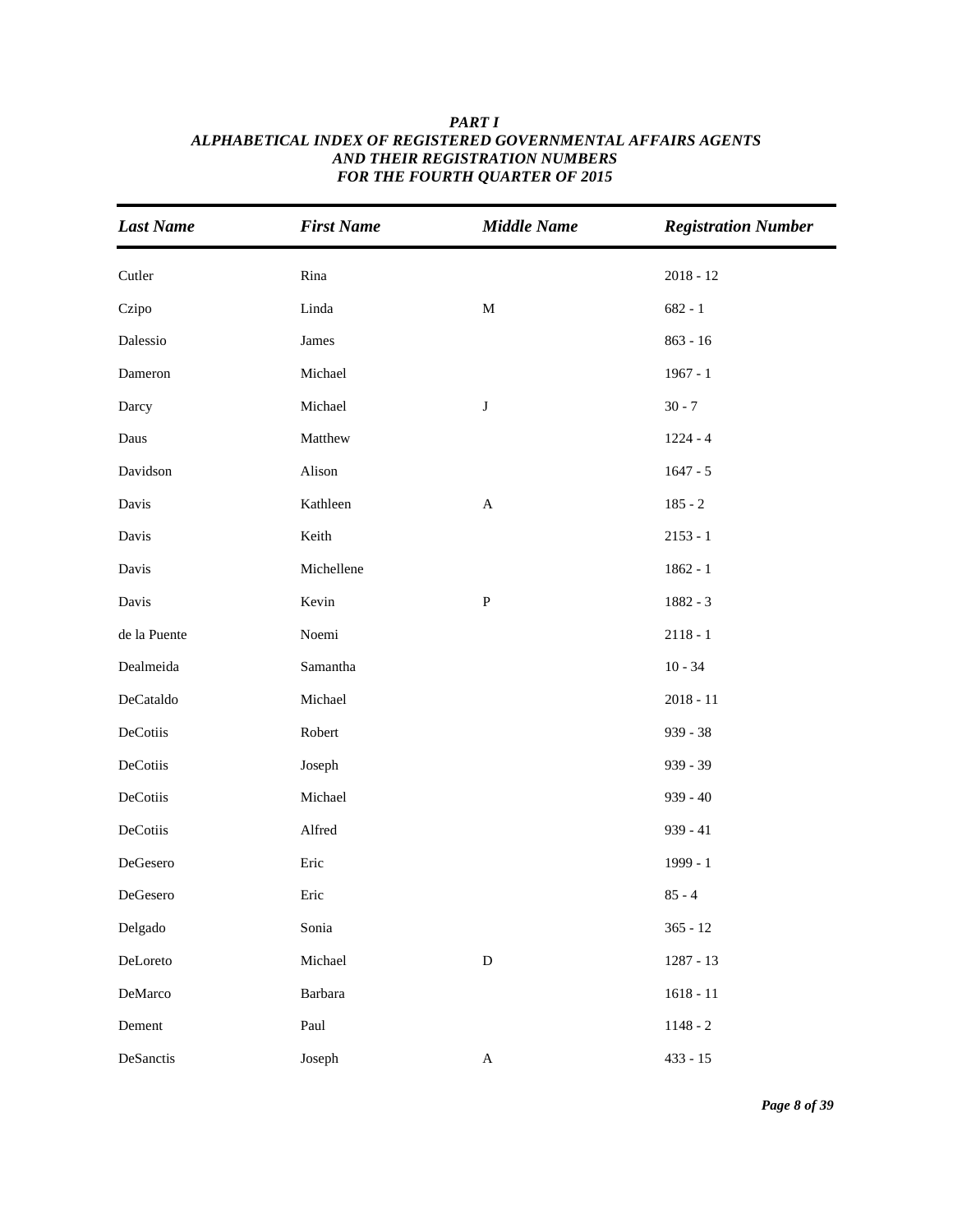**_PART I_**
**_ALPHABETICAL INDEX OF REGISTERED GOVERNMENTAL AFFAIRS AGENTS AND THEIR REGISTRATION NUMBERS FOR THE FOURTH QUARTER OF 2015_**

| *Last Name* | *First Name* | *Middle Name* | *Registration Number* |
|---|---|---|---|
| Cutler | Rina | | 2018 - 12 |
| Czipo | Linda | M | 682 - 1 |
| Dalessio | James | | 863 - 16 |
| Dameron | Michael | | 1967 - 1 |
| Darcy | Michael | J | 30 - 7 |
| Daus | Matthew | | 1224 - 4 |
| Davidson | Alison | | 1647 - 5 |
| Davis | Kathleen | A | 185 - 2 |
| Davis | Keith | | 2153 - 1 |
| Davis | Michellene | | 1862 - 1 |
| Davis | Kevin | P | 1882 - 3 |
| de la Puente | Noemi | | 2118 - 1 |
| Dealmeida | Samantha | | 10 - 34 |
| DeCataldo | Michael | | 2018 - 11 |
| DeCotiis | Robert | | 939 - 38 |
| DeCotiis | Joseph | | 939 - 39 |
| DeCotiis | Michael | | 939 - 40 |
| DeCotiis | Alfred | | 939 - 41 |
| DeGesero | Eric | | 1999 - 1 |
| DeGesero | Eric | | 85 - 4 |
| Delgado | Sonia | | 365 - 12 |
| DeLoreto | Michael | D | 1287 - 13 |
| DeMarco | Barbara | | 1618 - 11 |
| Dement | Paul | | 1148 - 2 |
| DeSanctis | Joseph | A | 433 - 15 |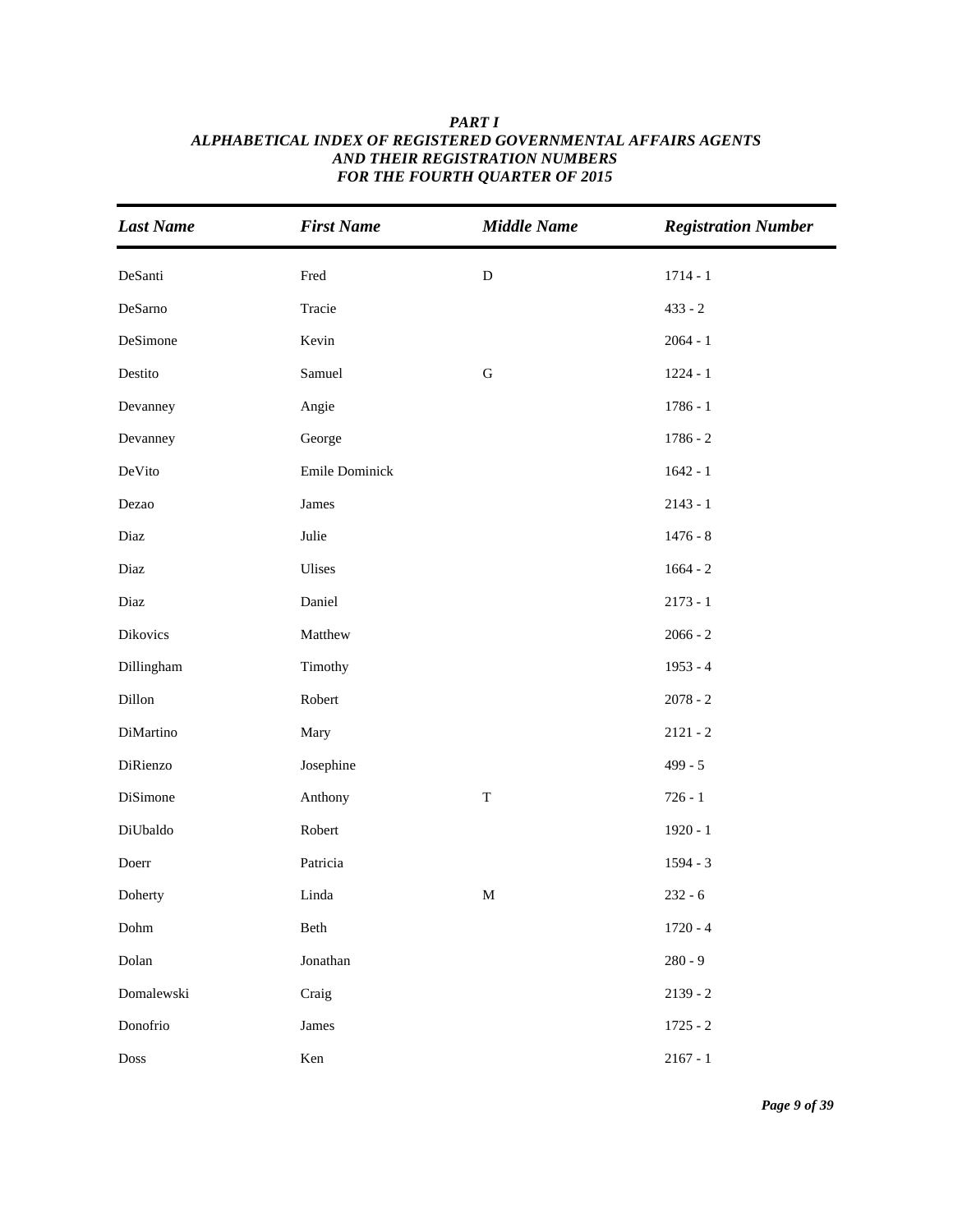***PART I***
***ALPHABETICAL INDEX OF REGISTERED GOVERNMENTAL AFFAIRS AGENTS***
***AND THEIR REGISTRATION NUMBERS***
***FOR THE FOURTH QUARTER OF 2015***

| *Last Name* | *First Name* | *Middle Name* | *Registration Number* |
|---|---|---|---|
| DeSanti | Fred | D | 1714 - 1 |
| DeSarno | Tracie | | 433 - 2 |
| DeSimone | Kevin | | 2064 - 1 |
| Destito | Samuel | G | 1224 - 1 |
| Devanney | Angie | | 1786 - 1 |
| Devanney | George | | 1786 - 2 |
| DeVito | Emile Dominick | | 1642 - 1 |
| Dezao | James | | 2143 - 1 |
| Diaz | Julie | | 1476 - 8 |
| Diaz | Ulises | | 1664 - 2 |
| Diaz | Daniel | | 2173 - 1 |
| Dikovics | Matthew | | 2066 - 2 |
| Dillingham | Timothy | | 1953 - 4 |
| Dillon | Robert | | 2078 - 2 |
| DiMartino | Mary | | 2121 - 2 |
| DiRienzo | Josephine | | 499 - 5 |
| DiSimone | Anthony | T | 726 - 1 |
| DiUbaldo | Robert | | 1920 - 1 |
| Doerr | Patricia | | 1594 - 3 |
| Doherty | Linda | M | 232 - 6 |
| Dohm | Beth | | 1720 - 4 |
| Dolan | Jonathan | | 280 - 9 |
| Domalewski | Craig | | 2139 - 2 |
| Donofrio | James | | 1725 - 2 |
| Doss | Ken | | 2167 - 1 |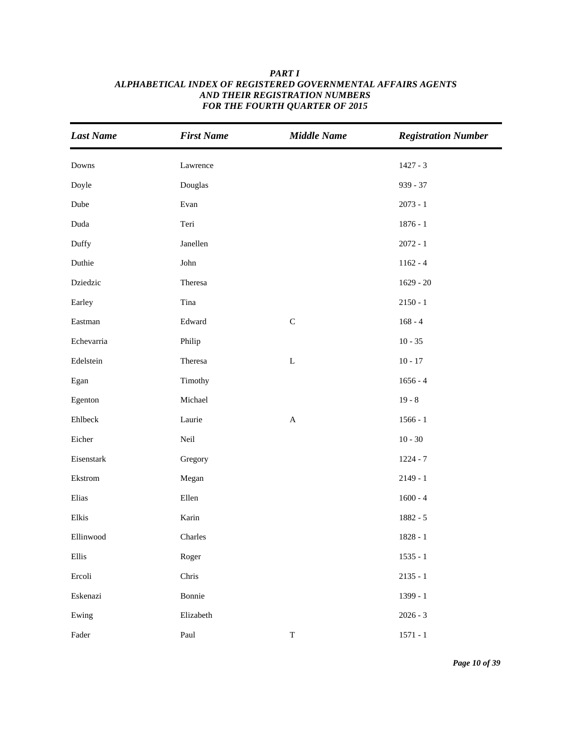***PART I***
***ALPHABETICAL INDEX OF REGISTERED GOVERNMENTAL AFFAIRS AGENTS AND THEIR REGISTRATION NUMBERS FOR THE FOURTH QUARTER OF 2015***

| *Last Name* | *First Name* | *Middle Name* | *Registration Number* |
|---|---|---|---|
| Downs | Lawrence | | 1427 - 3 |
| Doyle | Douglas | | 939 - 37 |
| Dube | Evan | | 2073 - 1 |
| Duda | Teri | | 1876 - 1 |
| Duffy | Janellen | | 2072 - 1 |
| Duthie | John | | 1162 - 4 |
| Dziedzic | Theresa | | 1629 - 20 |
| Earley | Tina | | 2150 - 1 |
| Eastman | Edward | C | 168 - 4 |
| Echevarria | Philip | | 10 - 35 |
| Edelstein | Theresa | L | 10 - 17 |
| Egan | Timothy | | 1656 - 4 |
| Egenton | Michael | | 19 - 8 |
| Ehlbeck | Laurie | A | 1566 - 1 |
| Eicher | Neil | | 10 - 30 |
| Eisenstark | Gregory | | 1224 - 7 |
| Ekstrom | Megan | | 2149 - 1 |
| Elias | Ellen | | 1600 - 4 |
| Elkis | Karin | | 1882 - 5 |
| Ellinwood | Charles | | 1828 - 1 |
| Ellis | Roger | | 1535 - 1 |
| Ercoli | Chris | | 2135 - 1 |
| Eskenazi | Bonnie | | 1399 - 1 |
| Ewing | Elizabeth | | 2026 - 3 |
| Fader | Paul | T | 1571 - 1 |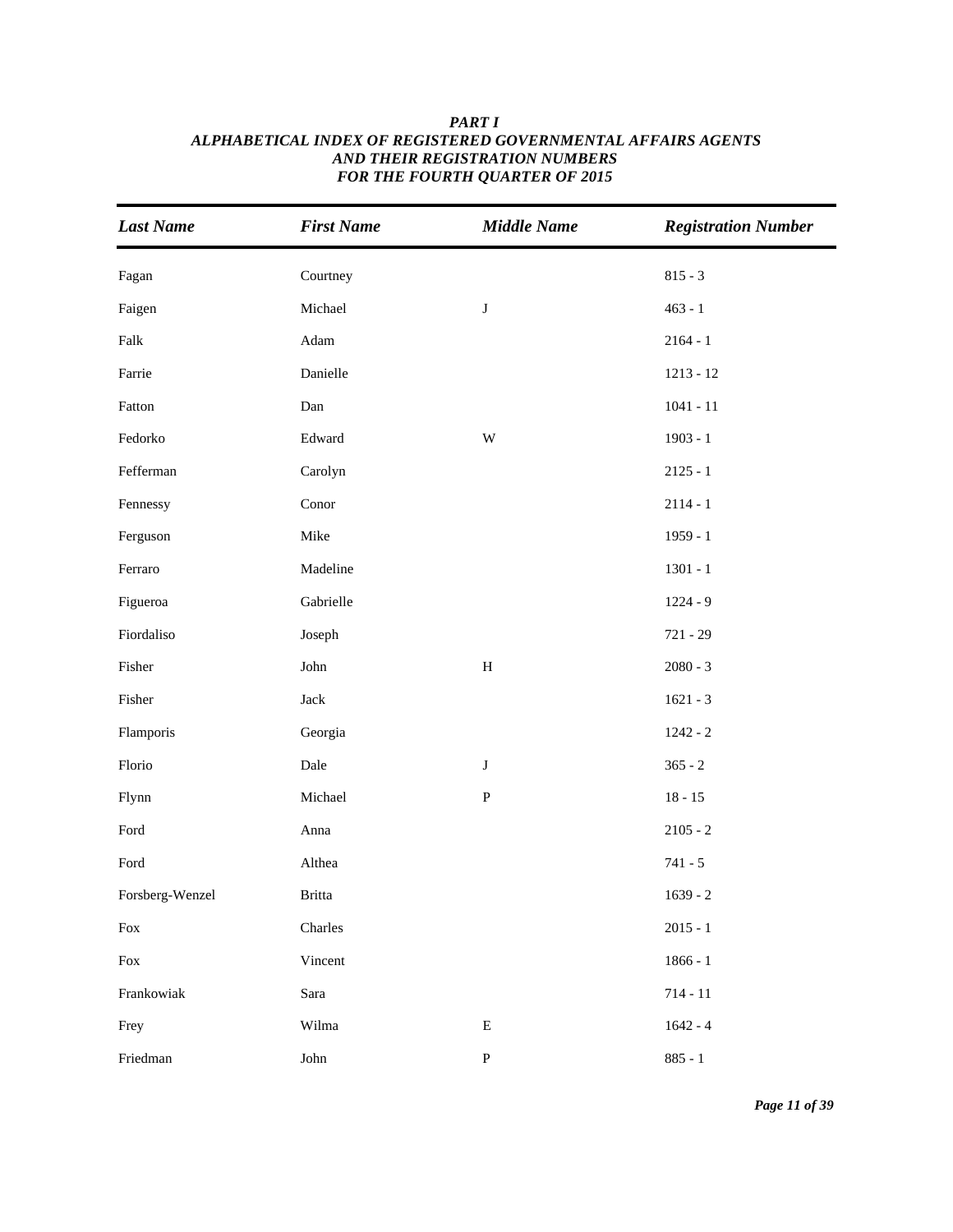***PART I***
***ALPHABETICAL INDEX OF REGISTERED GOVERNMENTAL AFFAIRS AGENTS AND THEIR REGISTRATION NUMBERS FOR THE FOURTH QUARTER OF 2015***

| *Last Name* | *First Name* | *Middle Name* | *Registration Number* |
|---|---|---|---|
| Fagan | Courtney | | 815 - 3 |
| Faigen | Michael | J | 463 - 1 |
| Falk | Adam | | 2164 - 1 |
| Farrie | Danielle | | 1213 - 12 |
| Fatton | Dan | | 1041 - 11 |
| Fedorko | Edward | W | 1903 - 1 |
| Fefferman | Carolyn | | 2125 - 1 |
| Fennessy | Conor | | 2114 - 1 |
| Ferguson | Mike | | 1959 - 1 |
| Ferraro | Madeline | | 1301 - 1 |
| Figueroa | Gabrielle | | 1224 - 9 |
| Fiordaliso | Joseph | | 721 - 29 |
| Fisher | John | H | 2080 - 3 |
| Fisher | Jack | | 1621 - 3 |
| Flamporis | Georgia | | 1242 - 2 |
| Florio | Dale | J | 365 - 2 |
| Flynn | Michael | P | 18 - 15 |
| Ford | Anna | | 2105 - 2 |
| Ford | Althea | | 741 - 5 |
| Forsberg-Wenzel | Britta | | 1639 - 2 |
| Fox | Charles | | 2015 - 1 |
| Fox | Vincent | | 1866 - 1 |
| Frankowiak | Sara | | 714 - 11 |
| Frey | Wilma | E | 1642 - 4 |
| Friedman | John | P | 885 - 1 |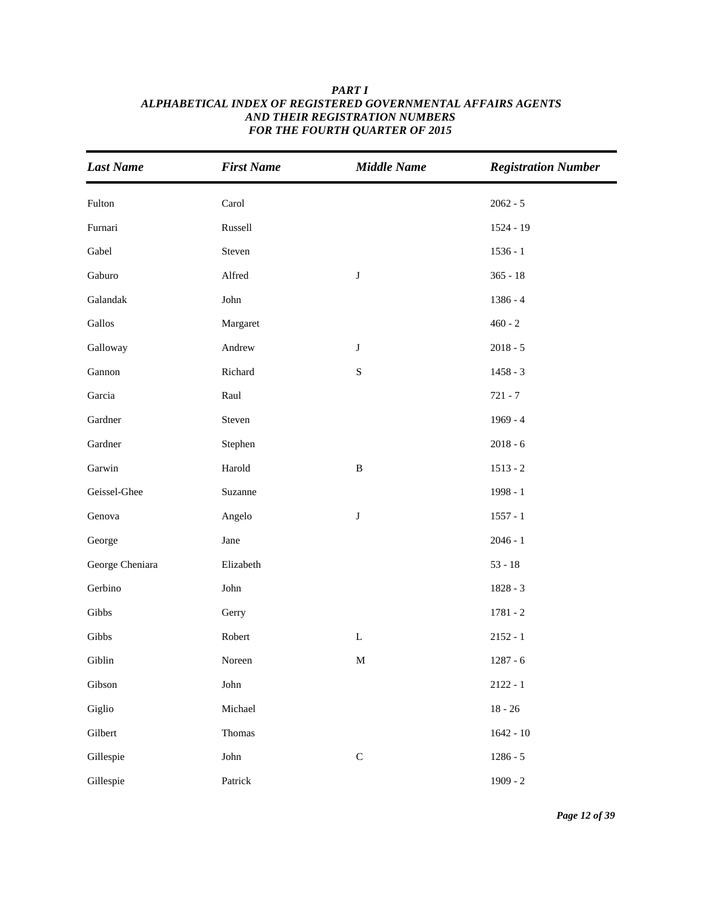***PART I***
***ALPHABETICAL INDEX OF REGISTERED GOVERNMENTAL AFFAIRS AGENTS AND THEIR REGISTRATION NUMBERS FOR THE FOURTH QUARTER OF 2015***

| *Last Name* | *First Name* | *Middle Name* | *Registration Number* |
|---|---|---|---|
| Fulton | Carol | | 2062 - 5 |
| Furnari | Russell | | 1524 - 19 |
| Gabel | Steven | | 1536 - 1 |
| Gaburo | Alfred | J | 365 - 18 |
| Galandak | John | | 1386 - 4 |
| Gallos | Margaret | | 460 - 2 |
| Galloway | Andrew | J | 2018 - 5 |
| Gannon | Richard | S | 1458 - 3 |
| Garcia | Raul | | 721 - 7 |
| Gardner | Steven | | 1969 - 4 |
| Gardner | Stephen | | 2018 - 6 |
| Garwin | Harold | B | 1513 - 2 |
| Geissel-Ghee | Suzanne | | 1998 - 1 |
| Genova | Angelo | J | 1557 - 1 |
| George | Jane | | 2046 - 1 |
| George Cheniara | Elizabeth | | 53 - 18 |
| Gerbino | John | | 1828 - 3 |
| Gibbs | Gerry | | 1781 - 2 |
| Gibbs | Robert | L | 2152 - 1 |
| Giblin | Noreen | M | 1287 - 6 |
| Gibson | John | | 2122 - 1 |
| Giglio | Michael | | 18 - 26 |
| Gilbert | Thomas | | 1642 - 10 |
| Gillespie | John | C | 1286 - 5 |
| Gillespie | Patrick | | 1909 - 2 |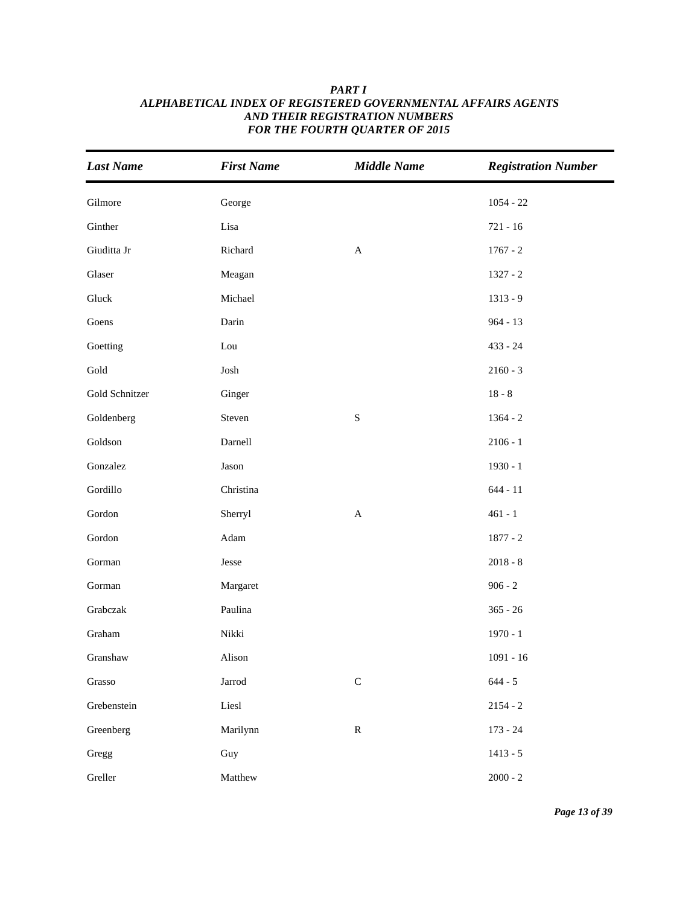***PART I***
***ALPHABETICAL INDEX OF REGISTERED GOVERNMENTAL AFFAIRS AGENTS AND THEIR REGISTRATION NUMBERS FOR THE FOURTH QUARTER OF 2015***

| *Last Name* | *First Name* | *Middle Name* | *Registration Number* |
|---|---|---|---|
| Gilmore | George | | 1054 - 22 |
| Ginther | Lisa | | 721 - 16 |
| Giuditta Jr | Richard | A | 1767 - 2 |
| Glaser | Meagan | | 1327 - 2 |
| Gluck | Michael | | 1313 - 9 |
| Goens | Darin | | 964 - 13 |
| Goetting | Lou | | 433 - 24 |
| Gold | Josh | | 2160 - 3 |
| Gold Schnitzer | Ginger | | 18 - 8 |
| Goldenberg | Steven | S | 1364 - 2 |
| Goldson | Darnell | | 2106 - 1 |
| Gonzalez | Jason | | 1930 - 1 |
| Gordillo | Christina | | 644 - 11 |
| Gordon | Sherryl | A | 461 - 1 |
| Gordon | Adam | | 1877 - 2 |
| Gorman | Jesse | | 2018 - 8 |
| Gorman | Margaret | | 906 - 2 |
| Grabczak | Paulina | | 365 - 26 |
| Graham | Nikki | | 1970 - 1 |
| Granshaw | Alison | | 1091 - 16 |
| Grasso | Jarrod | C | 644 - 5 |
| Grebenstein | Liesl | | 2154 - 2 |
| Greenberg | Marilynn | R | 173 - 24 |
| Gregg | Guy | | 1413 - 5 |
| Greller | Matthew | | 2000 - 2 |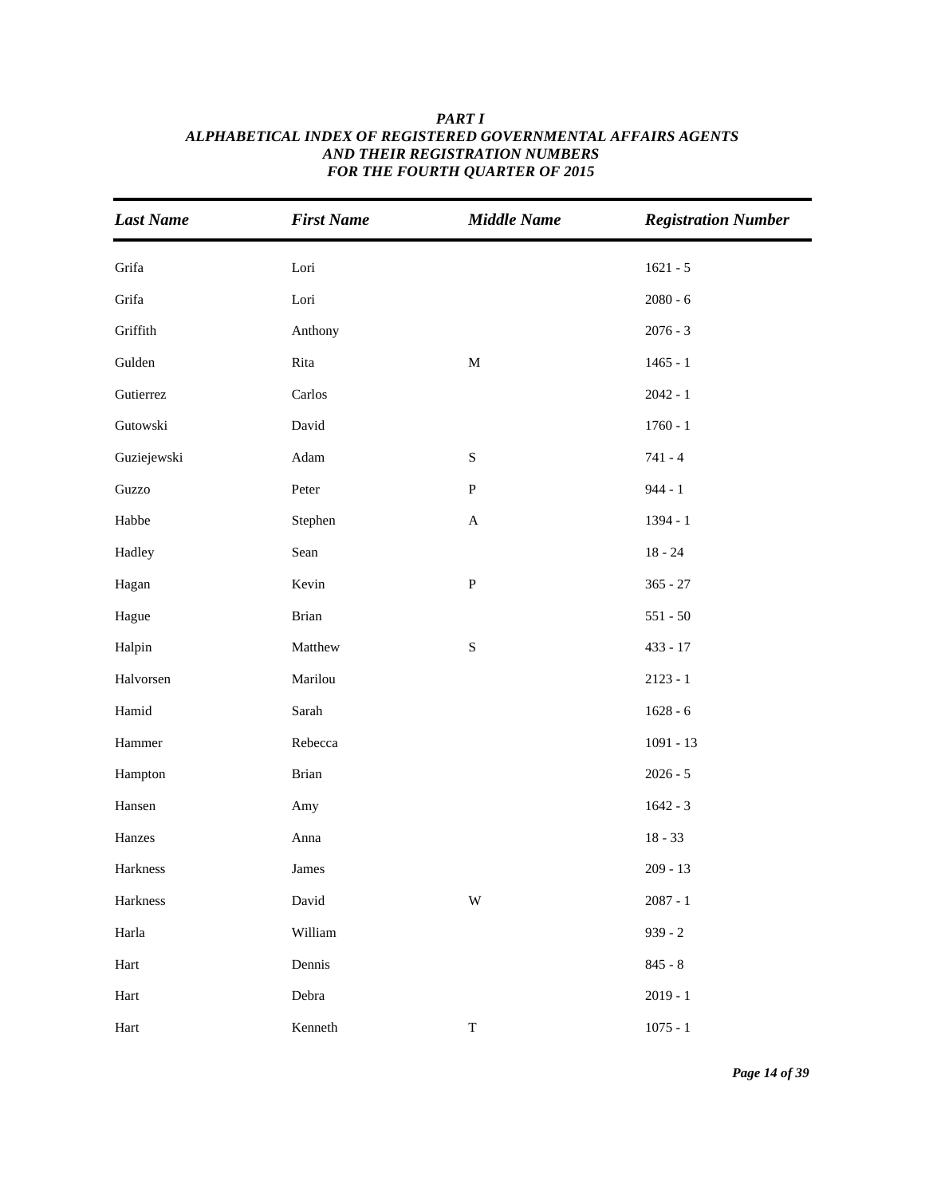***PART I***
***ALPHABETICAL INDEX OF REGISTERED GOVERNMENTAL AFFAIRS AGENTS***
***AND THEIR REGISTRATION NUMBERS***
***FOR THE FOURTH QUARTER OF 2015***

| *Last Name* | *First Name* | *Middle Name* | *Registration Number* |
|---|---|---|---|
| Grifa | Lori | | 1621 - 5 |
| Grifa | Lori | | 2080 - 6 |
| Griffith | Anthony | | 2076 - 3 |
| Gulden | Rita | M | 1465 - 1 |
| Gutierrez | Carlos | | 2042 - 1 |
| Gutowski | David | | 1760 - 1 |
| Guziejewski | Adam | S | 741 - 4 |
| Guzzo | Peter | P | 944 - 1 |
| Habbe | Stephen | A | 1394 - 1 |
| Hadley | Sean | | 18 - 24 |
| Hagan | Kevin | P | 365 - 27 |
| Hague | Brian | | 551 - 50 |
| Halpin | Matthew | S | 433 - 17 |
| Halvorsen | Marilou | | 2123 - 1 |
| Hamid | Sarah | | 1628 - 6 |
| Hammer | Rebecca | | 1091 - 13 |
| Hampton | Brian | | 2026 - 5 |
| Hansen | Amy | | 1642 - 3 |
| Hanzes | Anna | | 18 - 33 |
| Harkness | James | | 209 - 13 |
| Harkness | David | W | 2087 - 1 |
| Harla | William | | 939 - 2 |
| Hart | Dennis | | 845 - 8 |
| Hart | Debra | | 2019 - 1 |
| Hart | Kenneth | T | 1075 - 1 |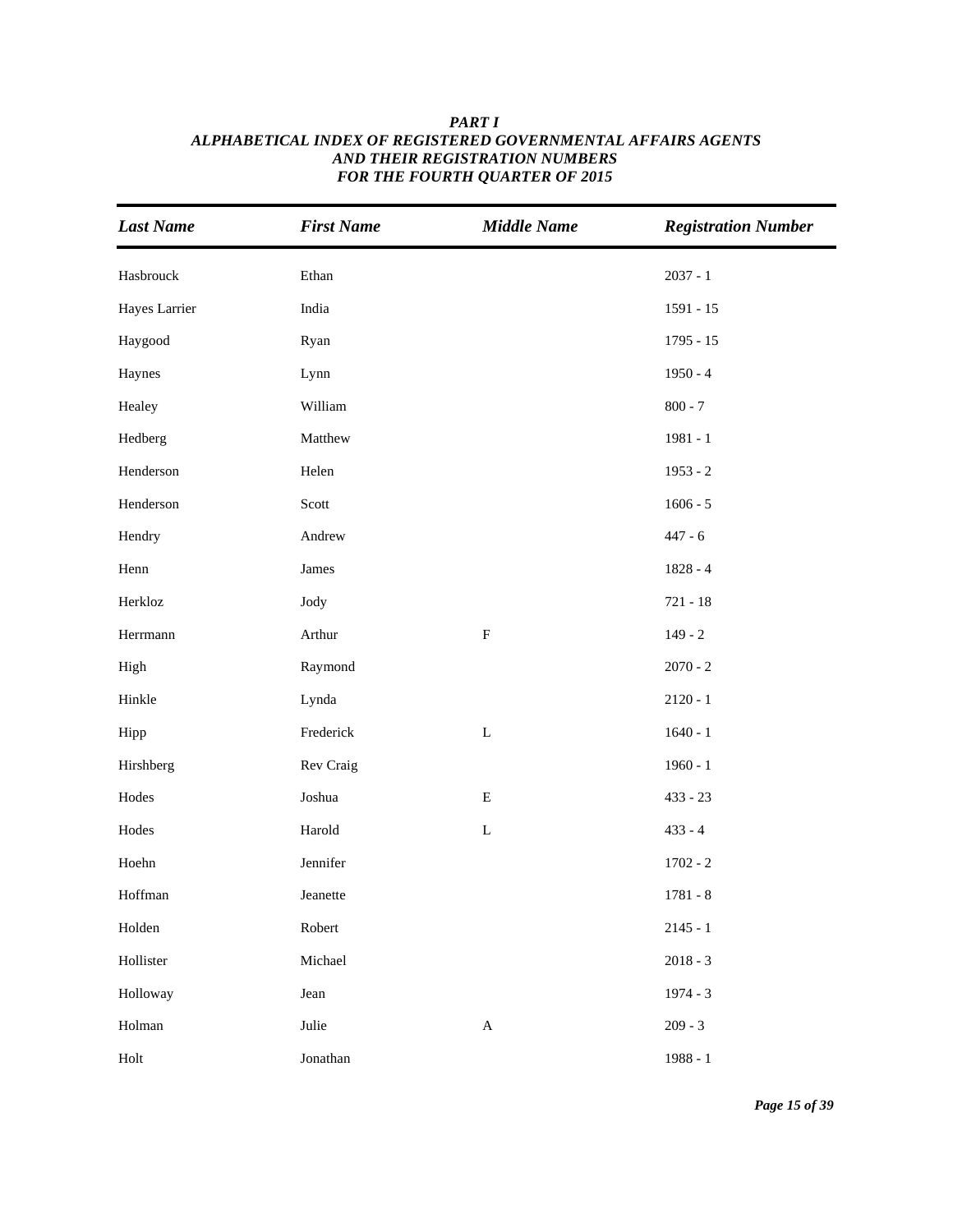***PART I***
***ALPHABETICAL INDEX OF REGISTERED GOVERNMENTAL AFFAIRS AGENTS***
***AND THEIR REGISTRATION NUMBERS***
***FOR THE FOURTH QUARTER OF 2015***

| *Last Name* | *First Name* | *Middle Name* | *Registration Number* |
|---|---|---|---|
| Hasbrouck | Ethan | | 2037 - 1 |
| Hayes Larrier | India | | 1591 - 15 |
| Haygood | Ryan | | 1795 - 15 |
| Haynes | Lynn | | 1950 - 4 |
| Healey | William | | 800 - 7 |
| Hedberg | Matthew | | 1981 - 1 |
| Henderson | Helen | | 1953 - 2 |
| Henderson | Scott | | 1606 - 5 |
| Hendry | Andrew | | 447 - 6 |
| Henn | James | | 1828 - 4 |
| Herkloz | Jody | | 721 - 18 |
| Herrmann | Arthur | F | 149 - 2 |
| High | Raymond | | 2070 - 2 |
| Hinkle | Lynda | | 2120 - 1 |
| Hipp | Frederick | L | 1640 - 1 |
| Hirshberg | Rev Craig | | 1960 - 1 |
| Hodes | Joshua | E | 433 - 23 |
| Hodes | Harold | L | 433 - 4 |
| Hoehn | Jennifer | | 1702 - 2 |
| Hoffman | Jeanette | | 1781 - 8 |
| Holden | Robert | | 2145 - 1 |
| Hollister | Michael | | 2018 - 3 |
| Holloway | Jean | | 1974 - 3 |
| Holman | Julie | A | 209 - 3 |
| Holt | Jonathan | | 1988 - 1 |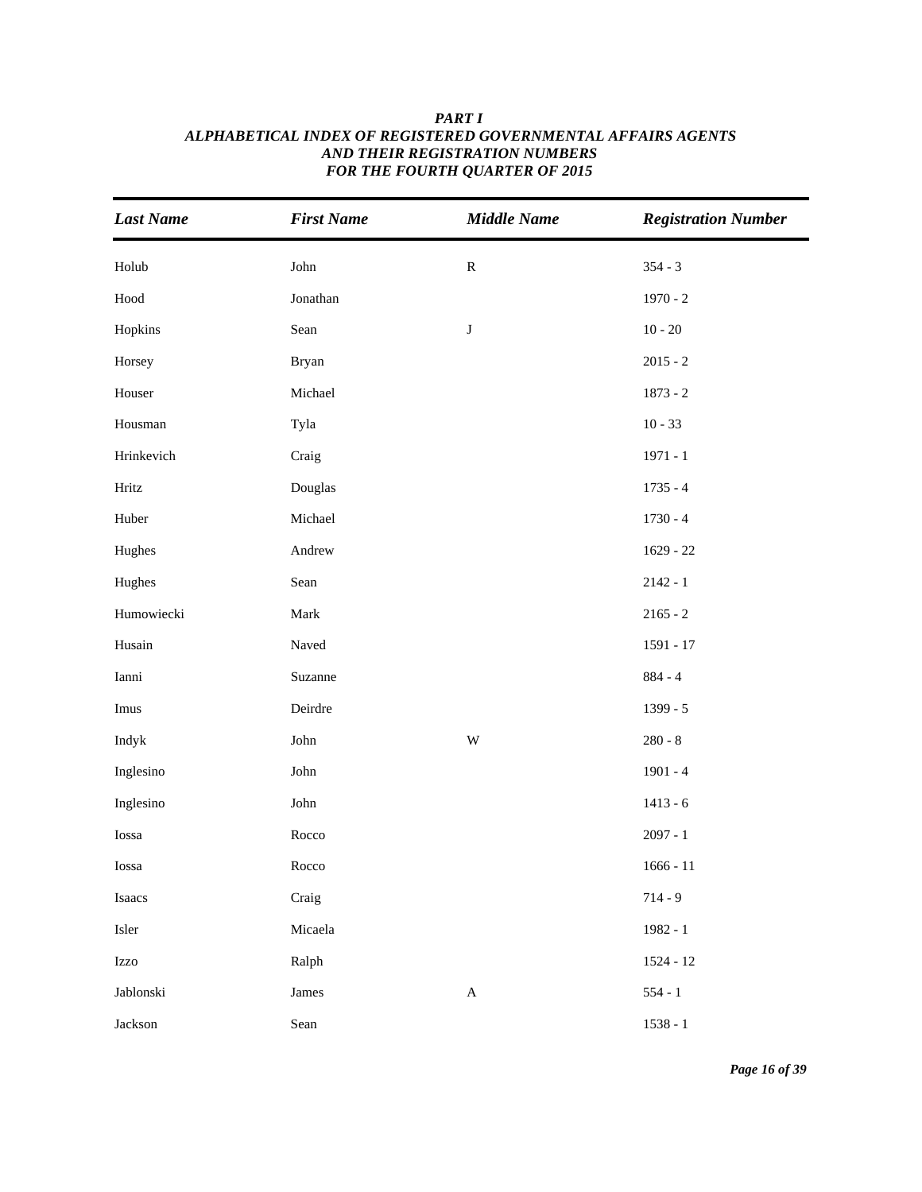***PART I***
***ALPHABETICAL INDEX OF REGISTERED GOVERNMENTAL AFFAIRS AGENTS***
***AND THEIR REGISTRATION NUMBERS***
***FOR THE FOURTH QUARTER OF 2015***

| *Last Name* | *First Name* | *Middle Name* | *Registration Number* |
|---|---|---|---|
| Holub | John | R | 354 - 3 |
| Hood | Jonathan | | 1970 - 2 |
| Hopkins | Sean | J | 10 - 20 |
| Horsey | Bryan | | 2015 - 2 |
| Houser | Michael | | 1873 - 2 |
| Housman | Tyla | | 10 - 33 |
| Hrinkevich | Craig | | 1971 - 1 |
| Hritz | Douglas | | 1735 - 4 |
| Huber | Michael | | 1730 - 4 |
| Hughes | Andrew | | 1629 - 22 |
| Hughes | Sean | | 2142 - 1 |
| Humowiecki | Mark | | 2165 - 2 |
| Husain | Naved | | 1591 - 17 |
| Ianni | Suzanne | | 884 - 4 |
| Imus | Deirdre | | 1399 - 5 |
| Indyk | John | W | 280 - 8 |
| Inglesino | John | | 1901 - 4 |
| Inglesino | John | | 1413 - 6 |
| Iossa | Rocco | | 2097 - 1 |
| Iossa | Rocco | | 1666 - 11 |
| Isaacs | Craig | | 714 - 9 |
| Isler | Micaela | | 1982 - 1 |
| Izzo | Ralph | | 1524 - 12 |
| Jablonski | James | A | 554 - 1 |
| Jackson | Sean | | 1538 - 1 |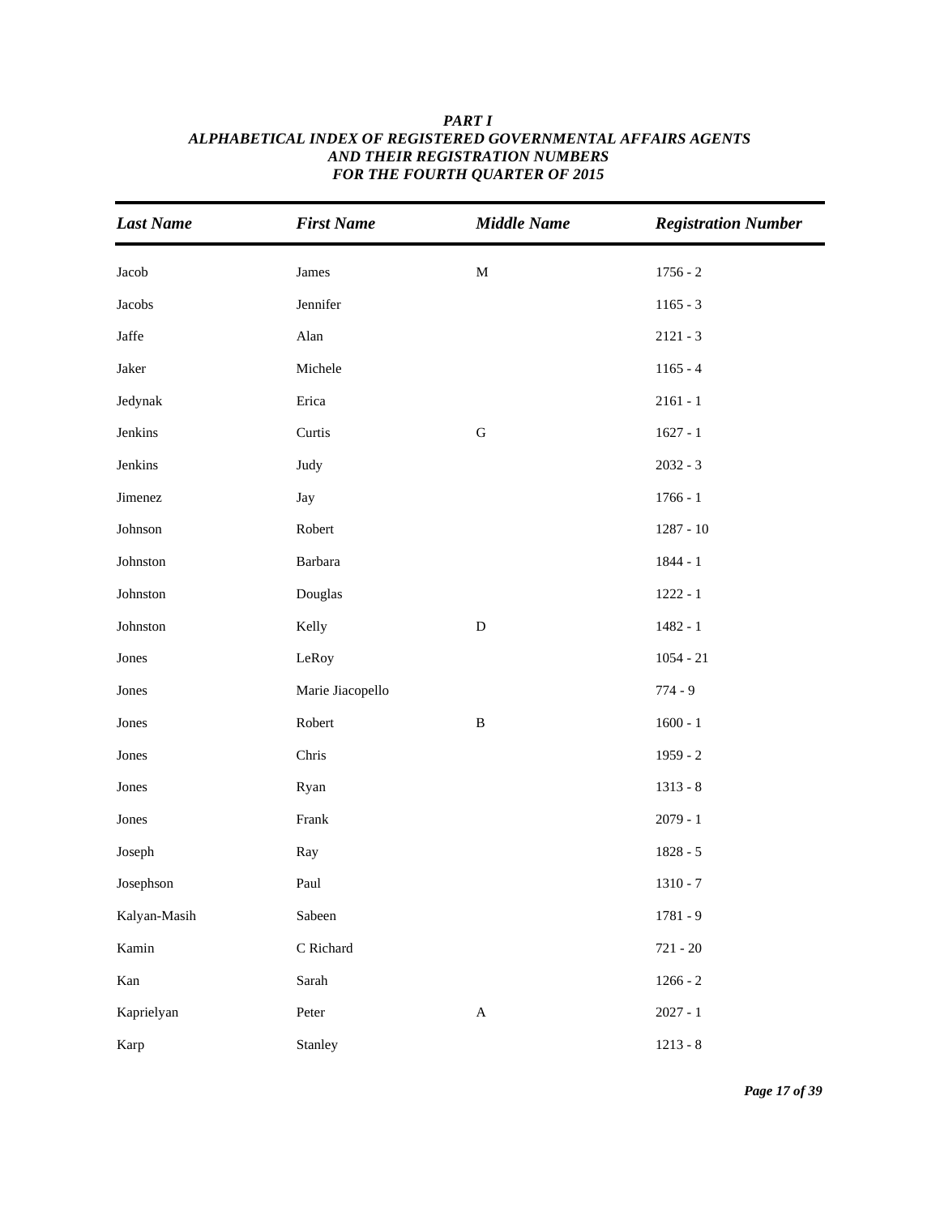**PART I**
**ALPHABETICAL INDEX OF REGISTERED GOVERNMENTAL AFFAIRS AGENTS AND THEIR REGISTRATION NUMBERS FOR THE FOURTH QUARTER OF 2015**

| Last Name | First Name | Middle Name | Registration Number |
|---|---|---|---|
| Jacob | James | M | 1756 - 2 |
| Jacobs | Jennifer | | 1165 - 3 |
| Jaffe | Alan | | 2121 - 3 |
| Jaker | Michele | | 1165 - 4 |
| Jedynak | Erica | | 2161 - 1 |
| Jenkins | Curtis | G | 1627 - 1 |
| Jenkins | Judy | | 2032 - 3 |
| Jimenez | Jay | | 1766 - 1 |
| Johnson | Robert | | 1287 - 10 |
| Johnston | Barbara | | 1844 - 1 |
| Johnston | Douglas | | 1222 - 1 |
| Johnston | Kelly | D | 1482 - 1 |
| Jones | LeRoy | | 1054 - 21 |
| Jones | Marie Jiacopello | | 774 - 9 |
| Jones | Robert | B | 1600 - 1 |
| Jones | Chris | | 1959 - 2 |
| Jones | Ryan | | 1313 - 8 |
| Jones | Frank | | 2079 - 1 |
| Joseph | Ray | | 1828 - 5 |
| Josephson | Paul | | 1310 - 7 |
| Kalyan-Masih | Sabeen | | 1781 - 9 |
| Kamin | C Richard | | 721 - 20 |
| Kan | Sarah | | 1266 - 2 |
| Kaprielyan | Peter | A | 2027 - 1 |
| Karp | Stanley | | 1213 - 8 |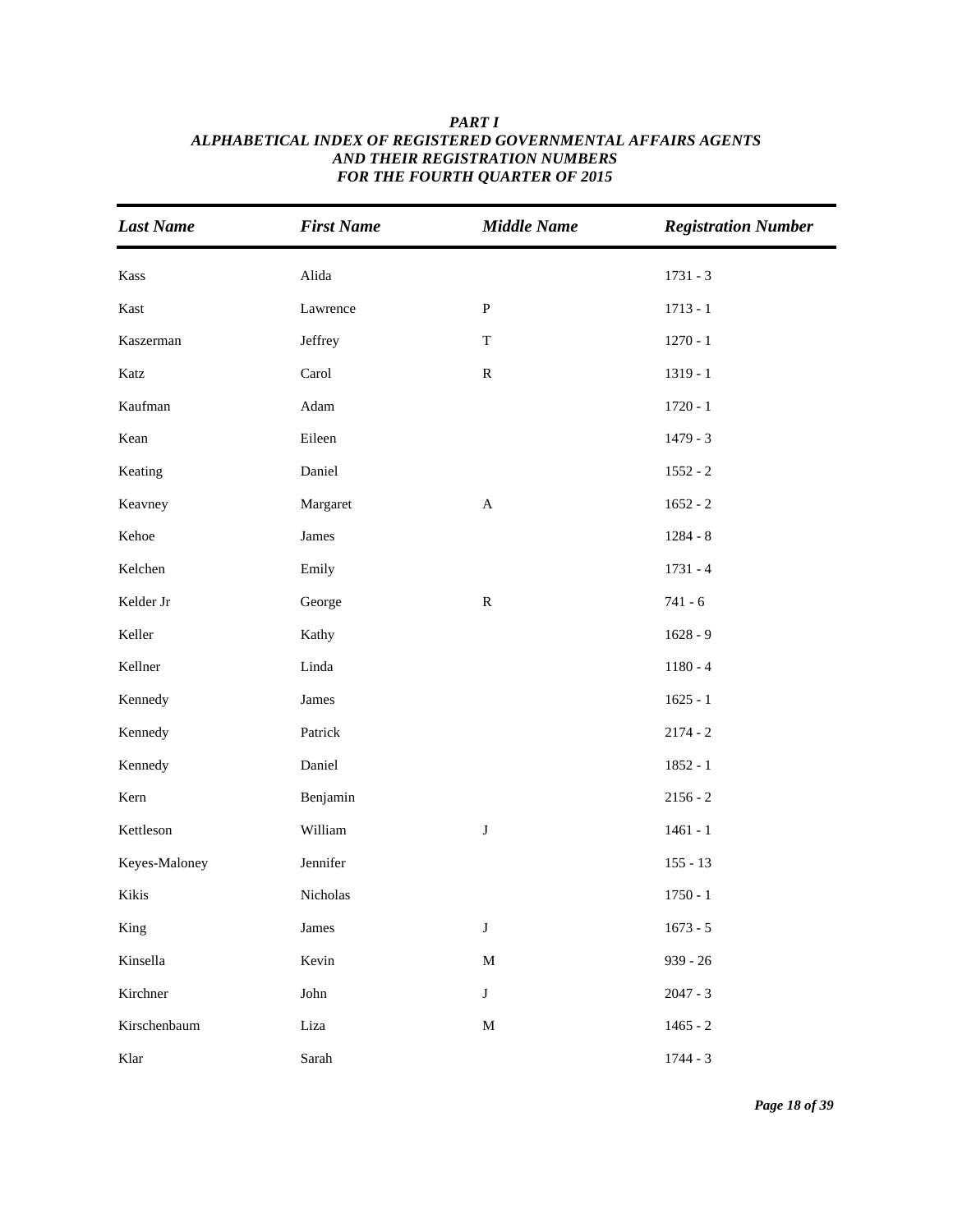***PART I***
***ALPHABETICAL INDEX OF REGISTERED GOVERNMENTAL AFFAIRS AGENTS AND THEIR REGISTRATION NUMBERS FOR THE FOURTH QUARTER OF 2015***

| *Last Name* | *First Name* | *Middle Name* | *Registration Number* |
|---|---|---|---|
| Kass | Alida | | 1731 - 3 |
| Kast | Lawrence | P | 1713 - 1 |
| Kaszerman | Jeffrey | T | 1270 - 1 |
| Katz | Carol | R | 1319 - 1 |
| Kaufman | Adam | | 1720 - 1 |
| Kean | Eileen | | 1479 - 3 |
| Keating | Daniel | | 1552 - 2 |
| Keavney | Margaret | A | 1652 - 2 |
| Kehoe | James | | 1284 - 8 |
| Kelchen | Emily | | 1731 - 4 |
| Kelder Jr | George | R | 741 - 6 |
| Keller | Kathy | | 1628 - 9 |
| Kellner | Linda | | 1180 - 4 |
| Kennedy | James | | 1625 - 1 |
| Kennedy | Patrick | | 2174 - 2 |
| Kennedy | Daniel | | 1852 - 1 |
| Kern | Benjamin | | 2156 - 2 |
| Kettleson | William | J | 1461 - 1 |
| Keyes-Maloney | Jennifer | | 155 - 13 |
| Kikis | Nicholas | | 1750 - 1 |
| King | James | J | 1673 - 5 |
| Kinsella | Kevin | M | 939 - 26 |
| Kirchner | John | J | 2047 - 3 |
| Kirschenbaum | Liza | M | 1465 - 2 |
| Klar | Sarah | | 1744 - 3 |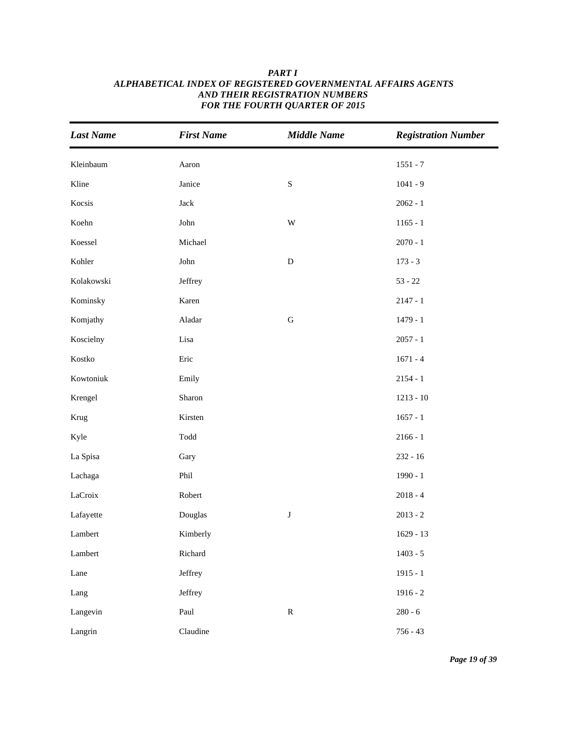**_PART I_**
**_ALPHABETICAL INDEX OF REGISTERED GOVERNMENTAL AFFAIRS AGENTS_**
**_AND THEIR REGISTRATION NUMBERS_**
**_FOR THE FOURTH QUARTER OF 2015_**

| Last Name | First Name | Middle Name | Registration Number |
|---|---|---|---|
| Kleinbaum | Aaron | | 1551 - 7 |
| Kline | Janice | S | 1041 - 9 |
| Kocsis | Jack | | 2062 - 1 |
| Koehn | John | W | 1165 - 1 |
| Koessel | Michael | | 2070 - 1 |
| Kohler | John | D | 173 - 3 |
| Kolakowski | Jeffrey | | 53 - 22 |
| Kominsky | Karen | | 2147 - 1 |
| Komjathy | Aladar | G | 1479 - 1 |
| Koscielny | Lisa | | 2057 - 1 |
| Kostko | Eric | | 1671 - 4 |
| Kowtoniuk | Emily | | 2154 - 1 |
| Krengel | Sharon | | 1213 - 10 |
| Krug | Kirsten | | 1657 - 1 |
| Kyle | Todd | | 2166 - 1 |
| La Spisa | Gary | | 232 - 16 |
| Lachaga | Phil | | 1990 - 1 |
| LaCroix | Robert | | 2018 - 4 |
| Lafayette | Douglas | J | 2013 - 2 |
| Lambert | Kimberly | | 1629 - 13 |
| Lambert | Richard | | 1403 - 5 |
| Lane | Jeffrey | | 1915 - 1 |
| Lang | Jeffrey | | 1916 - 2 |
| Langevin | Paul | R | 280 - 6 |
| Langrin | Claudine | | 756 - 43 |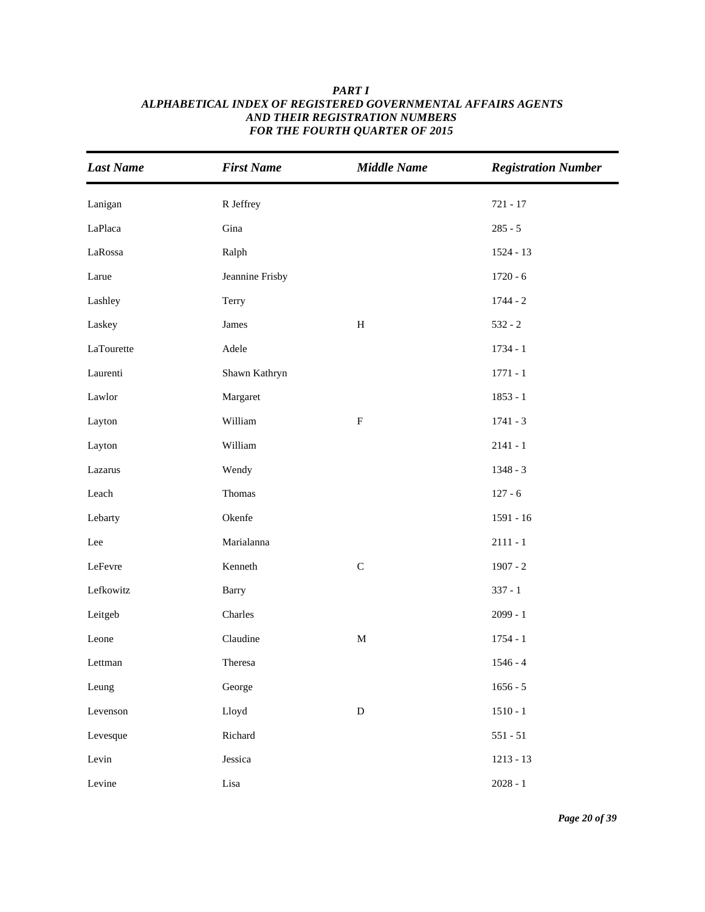***PART I***
***ALPHABETICAL INDEX OF REGISTERED GOVERNMENTAL AFFAIRS AGENTS***
***AND THEIR REGISTRATION NUMBERS***
***FOR THE FOURTH QUARTER OF 2015***

| *Last Name* | *First Name* | *Middle Name* | *Registration Number* |
|---|---|---|---|
| Lanigan | R Jeffrey | | 721 - 17 |
| LaPlaca | Gina | | 285 - 5 |
| LaRossa | Ralph | | 1524 - 13 |
| Larue | Jeannine Frisby | | 1720 - 6 |
| Lashley | Terry | | 1744 - 2 |
| Laskey | James | H | 532 - 2 |
| LaTourette | Adele | | 1734 - 1 |
| Laurenti | Shawn Kathryn | | 1771 - 1 |
| Lawlor | Margaret | | 1853 - 1 |
| Layton | William | F | 1741 - 3 |
| Layton | William | | 2141 - 1 |
| Lazarus | Wendy | | 1348 - 3 |
| Leach | Thomas | | 127 - 6 |
| Lebarty | Okenfe | | 1591 - 16 |
| Lee | Marialanna | | 2111 - 1 |
| LeFevre | Kenneth | C | 1907 - 2 |
| Lefkowitz | Barry | | 337 - 1 |
| Leitgeb | Charles | | 2099 - 1 |
| Leone | Claudine | M | 1754 - 1 |
| Lettman | Theresa | | 1546 - 4 |
| Leung | George | | 1656 - 5 |
| Levenson | Lloyd | D | 1510 - 1 |
| Levesque | Richard | | 551 - 51 |
| Levin | Jessica | | 1213 - 13 |
| Levine | Lisa | | 2028 - 1 |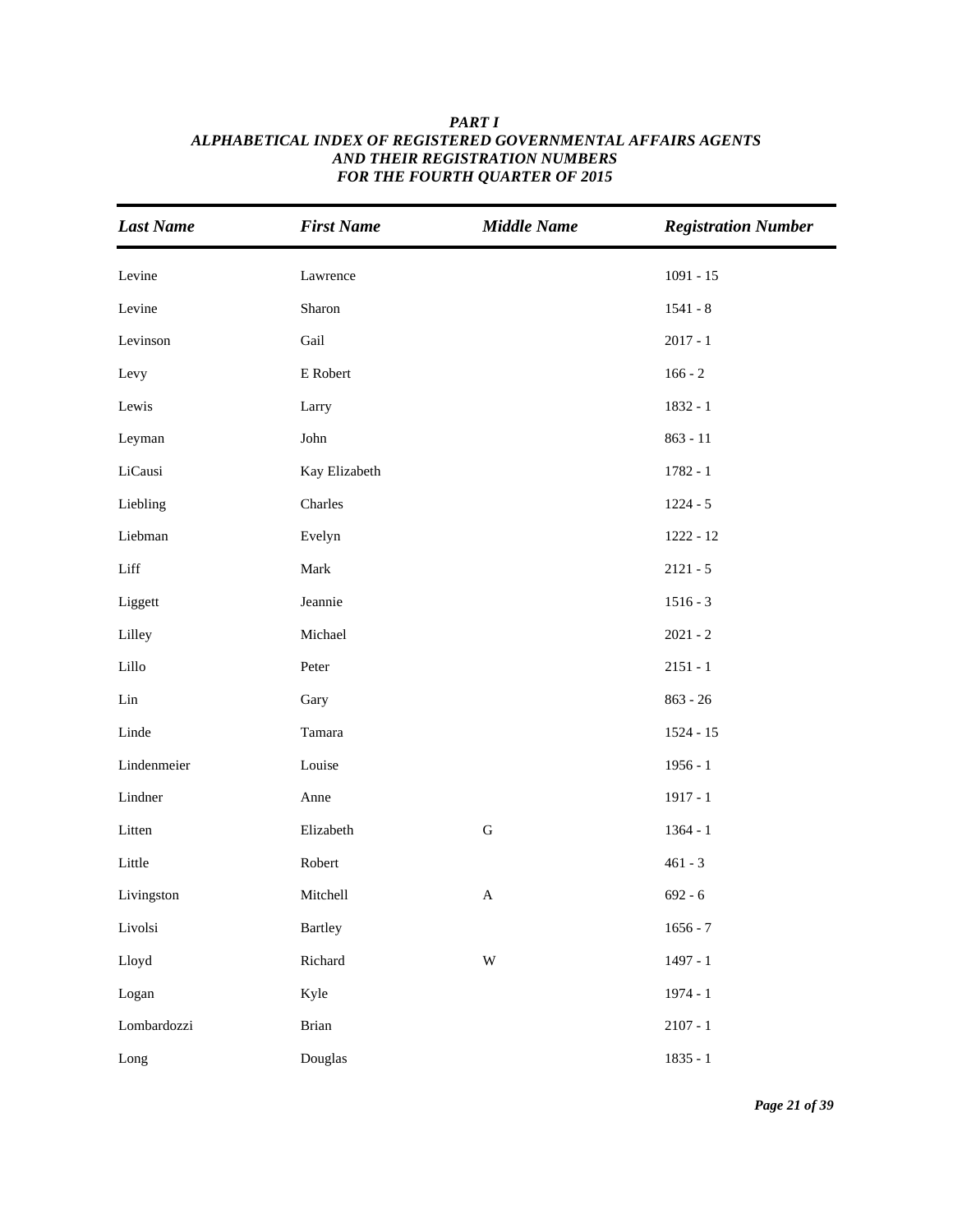***PART I***
***ALPHABETICAL INDEX OF REGISTERED GOVERNMENTAL AFFAIRS AGENTS***
***AND THEIR REGISTRATION NUMBERS***
***FOR THE FOURTH QUARTER OF 2015***

| *Last Name* | *First Name* | *Middle Name* | *Registration Number* |
|---|---|---|---|
| Levine | Lawrence | | 1091 - 15 |
| Levine | Sharon | | 1541 - 8 |
| Levinson | Gail | | 2017 - 1 |
| Levy | E Robert | | 166 - 2 |
| Lewis | Larry | | 1832 - 1 |
| Leyman | John | | 863 - 11 |
| LiCausi | Kay Elizabeth | | 1782 - 1 |
| Liebling | Charles | | 1224 - 5 |
| Liebman | Evelyn | | 1222 - 12 |
| Liff | Mark | | 2121 - 5 |
| Liggett | Jeannie | | 1516 - 3 |
| Lilley | Michael | | 2021 - 2 |
| Lillo | Peter | | 2151 - 1 |
| Lin | Gary | | 863 - 26 |
| Linde | Tamara | | 1524 - 15 |
| Lindenmeier | Louise | | 1956 - 1 |
| Lindner | Anne | | 1917 - 1 |
| Litten | Elizabeth | G | 1364 - 1 |
| Little | Robert | | 461 - 3 |
| Livingston | Mitchell | A | 692 - 6 |
| Livolsi | Bartley | | 1656 - 7 |
| Lloyd | Richard | W | 1497 - 1 |
| Logan | Kyle | | 1974 - 1 |
| Lombardozzi | Brian | | 2107 - 1 |
| Long | Douglas | | 1835 - 1 |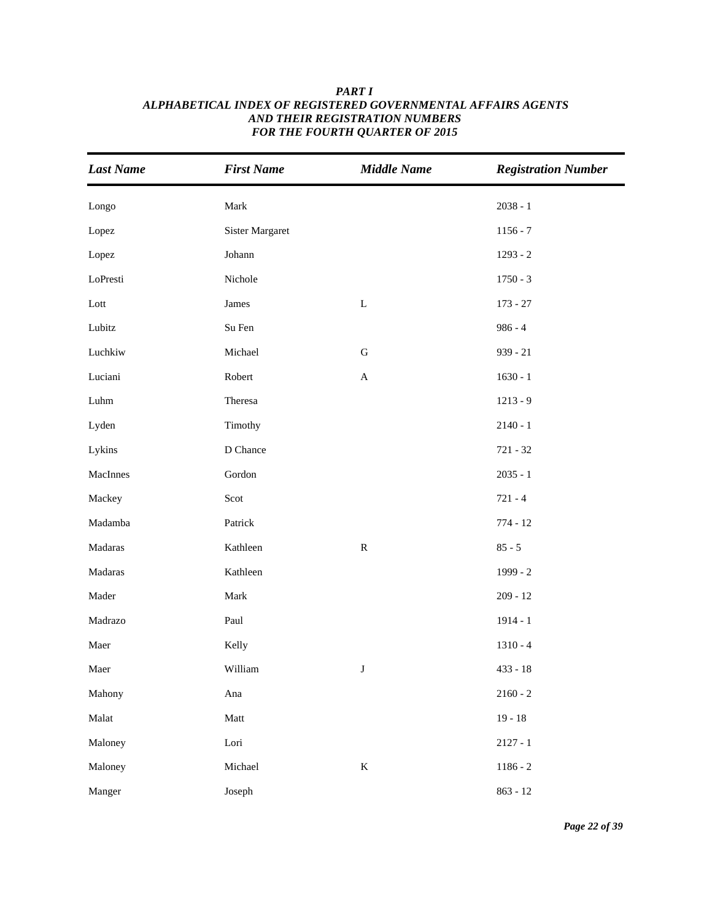***PART I***
***ALPHABETICAL INDEX OF REGISTERED GOVERNMENTAL AFFAIRS AGENTS***
***AND THEIR REGISTRATION NUMBERS***
***FOR THE FOURTH QUARTER OF 2015***

| *Last Name* | *First Name* | *Middle Name* | *Registration Number* |
|---|---|---|---|
| Longo | Mark | | 2038 - 1 |
| Lopez | Sister Margaret | | 1156 - 7 |
| Lopez | Johann | | 1293 - 2 |
| LoPresti | Nichole | | 1750 - 3 |
| Lott | James | L | 173 - 27 |
| Lubitz | Su Fen | | 986 - 4 |
| Luchkiw | Michael | G | 939 - 21 |
| Luciani | Robert | A | 1630 - 1 |
| Luhm | Theresa | | 1213 - 9 |
| Lyden | Timothy | | 2140 - 1 |
| Lykins | D Chance | | 721 - 32 |
| MacInnes | Gordon | | 2035 - 1 |
| Mackey | Scot | | 721 - 4 |
| Madamba | Patrick | | 774 - 12 |
| Madaras | Kathleen | R | 85 - 5 |
| Madaras | Kathleen | | 1999 - 2 |
| Mader | Mark | | 209 - 12 |
| Madrazo | Paul | | 1914 - 1 |
| Maer | Kelly | | 1310 - 4 |
| Maer | William | J | 433 - 18 |
| Mahony | Ana | | 2160 - 2 |
| Malat | Matt | | 19 - 18 |
| Maloney | Lori | | 2127 - 1 |
| Maloney | Michael | K | 1186 - 2 |
| Manger | Joseph | | 863 - 12 |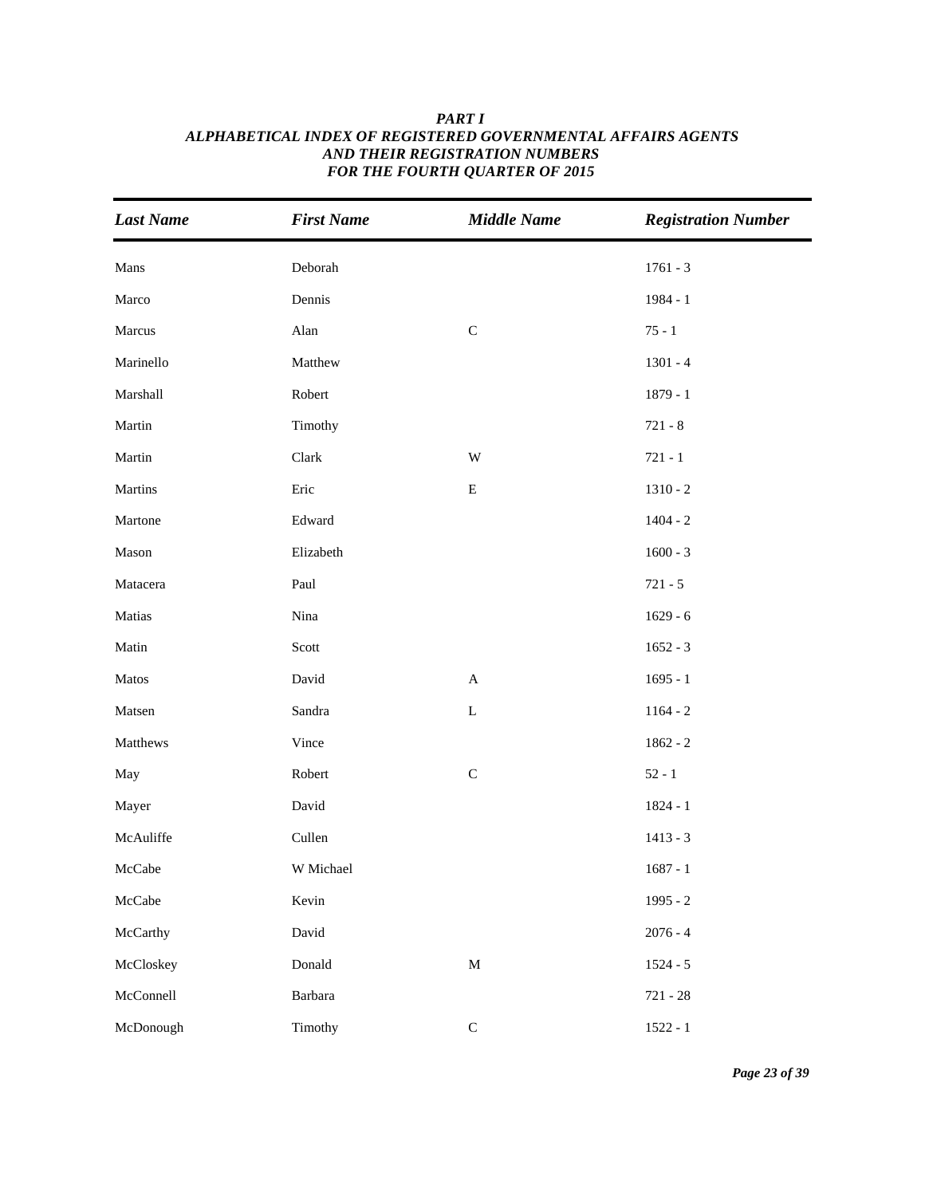# PART I
## ALPHABETICAL INDEX OF REGISTERED GOVERNMENTAL AFFAIRS AGENTS AND THEIR REGISTRATION NUMBERS FOR THE FOURTH QUARTER OF 2015

| Last Name | First Name | Middle Name | Registration Number |
|---|---|---|---|
| Mans | Deborah | | 1761 - 3 |
| Marco | Dennis | | 1984 - 1 |
| Marcus | Alan | C | 75 - 1 |
| Marinello | Matthew | | 1301 - 4 |
| Marshall | Robert | | 1879 - 1 |
| Martin | Timothy | | 721 - 8 |
| Martin | Clark | W | 721 - 1 |
| Martins | Eric | E | 1310 - 2 |
| Martone | Edward | | 1404 - 2 |
| Mason | Elizabeth | | 1600 - 3 |
| Matacera | Paul | | 721 - 5 |
| Matias | Nina | | 1629 - 6 |
| Matin | Scott | | 1652 - 3 |
| Matos | David | A | 1695 - 1 |
| Matsen | Sandra | L | 1164 - 2 |
| Matthews | Vince | | 1862 - 2 |
| May | Robert | C | 52 - 1 |
| Mayer | David | | 1824 - 1 |
| McAuliffe | Cullen | | 1413 - 3 |
| McCabe | W Michael | | 1687 - 1 |
| McCabe | Kevin | | 1995 - 2 |
| McCarthy | David | | 2076 - 4 |
| McCloskey | Donald | M | 1524 - 5 |
| McConnell | Barbara | | 721 - 28 |
| McDonough | Timothy | C | 1522 - 1 |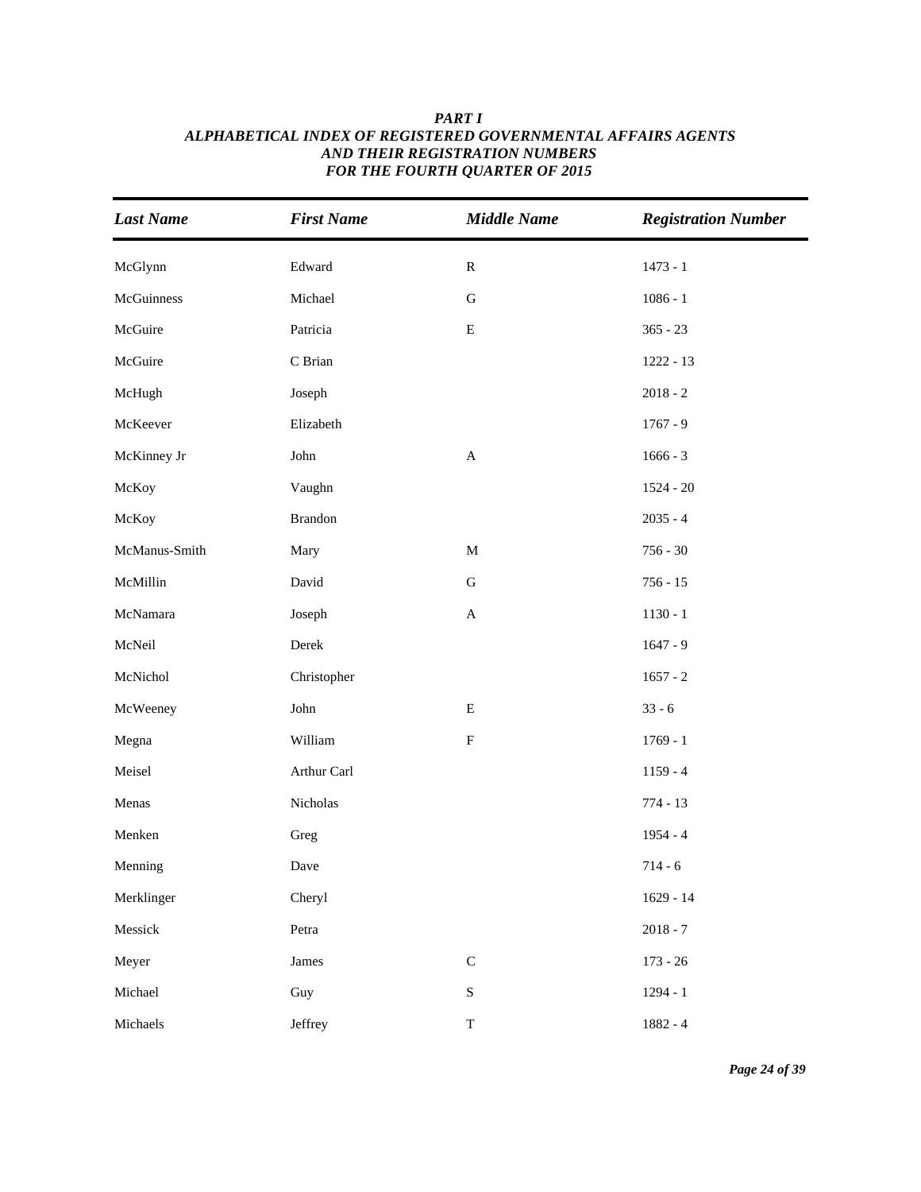***PART I***
***ALPHABETICAL INDEX OF REGISTERED GOVERNMENTAL AFFAIRS AGENTS***
***AND THEIR REGISTRATION NUMBERS***
***FOR THE FOURTH QUARTER OF 2015***

| *Last Name* | *First Name* | *Middle Name* | *Registration Number* |
|---|---|---|---|
| McGlynn | Edward | R | 1473 - 1 |
| McGuinness | Michael | G | 1086 - 1 |
| McGuire | Patricia | E | 365 - 23 |
| McGuire | C Brian | | 1222 - 13 |
| McHugh | Joseph | | 2018 - 2 |
| McKeever | Elizabeth | | 1767 - 9 |
| McKinney Jr | John | A | 1666 - 3 |
| McKoy | Vaughn | | 1524 - 20 |
| McKoy | Brandon | | 2035 - 4 |
| McManus-Smith | Mary | M | 756 - 30 |
| McMillin | David | G | 756 - 15 |
| McNamara | Joseph | A | 1130 - 1 |
| McNeil | Derek | | 1647 - 9 |
| McNichol | Christopher | | 1657 - 2 |
| McWeeney | John | E | 33 - 6 |
| Megna | William | F | 1769 - 1 |
| Meisel | Arthur Carl | | 1159 - 4 |
| Menas | Nicholas | | 774 - 13 |
| Menken | Greg | | 1954 - 4 |
| Menning | Dave | | 714 - 6 |
| Merklinger | Cheryl | | 1629 - 14 |
| Messick | Petra | | 2018 - 7 |
| Meyer | James | C | 173 - 26 |
| Michael | Guy | S | 1294 - 1 |
| Michaels | Jeffrey | T | 1882 - 4 |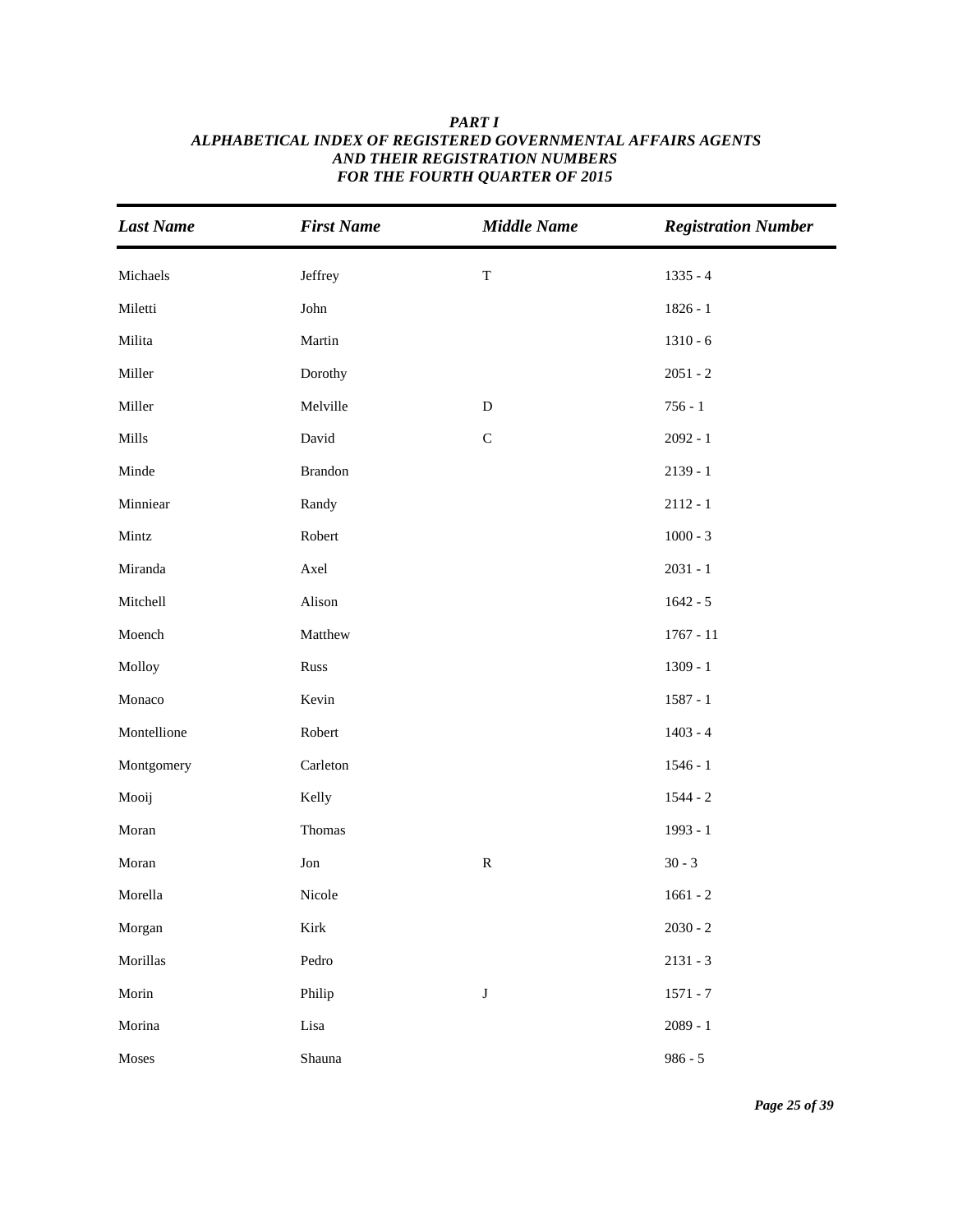***PART I***
***ALPHABETICAL INDEX OF REGISTERED GOVERNMENTAL AFFAIRS AGENTS***
***AND THEIR REGISTRATION NUMBERS***
***FOR THE FOURTH QUARTER OF 2015***

| *Last Name* | *First Name* | *Middle Name* | *Registration Number* |
|---|---|---|---|
| Michaels | Jeffrey | T | 1335 - 4 |
| Miletti | John | | 1826 - 1 |
| Milita | Martin | | 1310 - 6 |
| Miller | Dorothy | | 2051 - 2 |
| Miller | Melville | D | 756 - 1 |
| Mills | David | C | 2092 - 1 |
| Minde | Brandon | | 2139 - 1 |
| Minniear | Randy | | 2112 - 1 |
| Mintz | Robert | | 1000 - 3 |
| Miranda | Axel | | 2031 - 1 |
| Mitchell | Alison | | 1642 - 5 |
| Moench | Matthew | | 1767 - 11 |
| Molloy | Russ | | 1309 - 1 |
| Monaco | Kevin | | 1587 - 1 |
| Montellione | Robert | | 1403 - 4 |
| Montgomery | Carleton | | 1546 - 1 |
| Mooij | Kelly | | 1544 - 2 |
| Moran | Thomas | | 1993 - 1 |
| Moran | Jon | R | 30 - 3 |
| Morella | Nicole | | 1661 - 2 |
| Morgan | Kirk | | 2030 - 2 |
| Morillas | Pedro | | 2131 - 3 |
| Morin | Philip | J | 1571 - 7 |
| Morina | Lisa | | 2089 - 1 |
| Moses | Shauna | | 986 - 5 |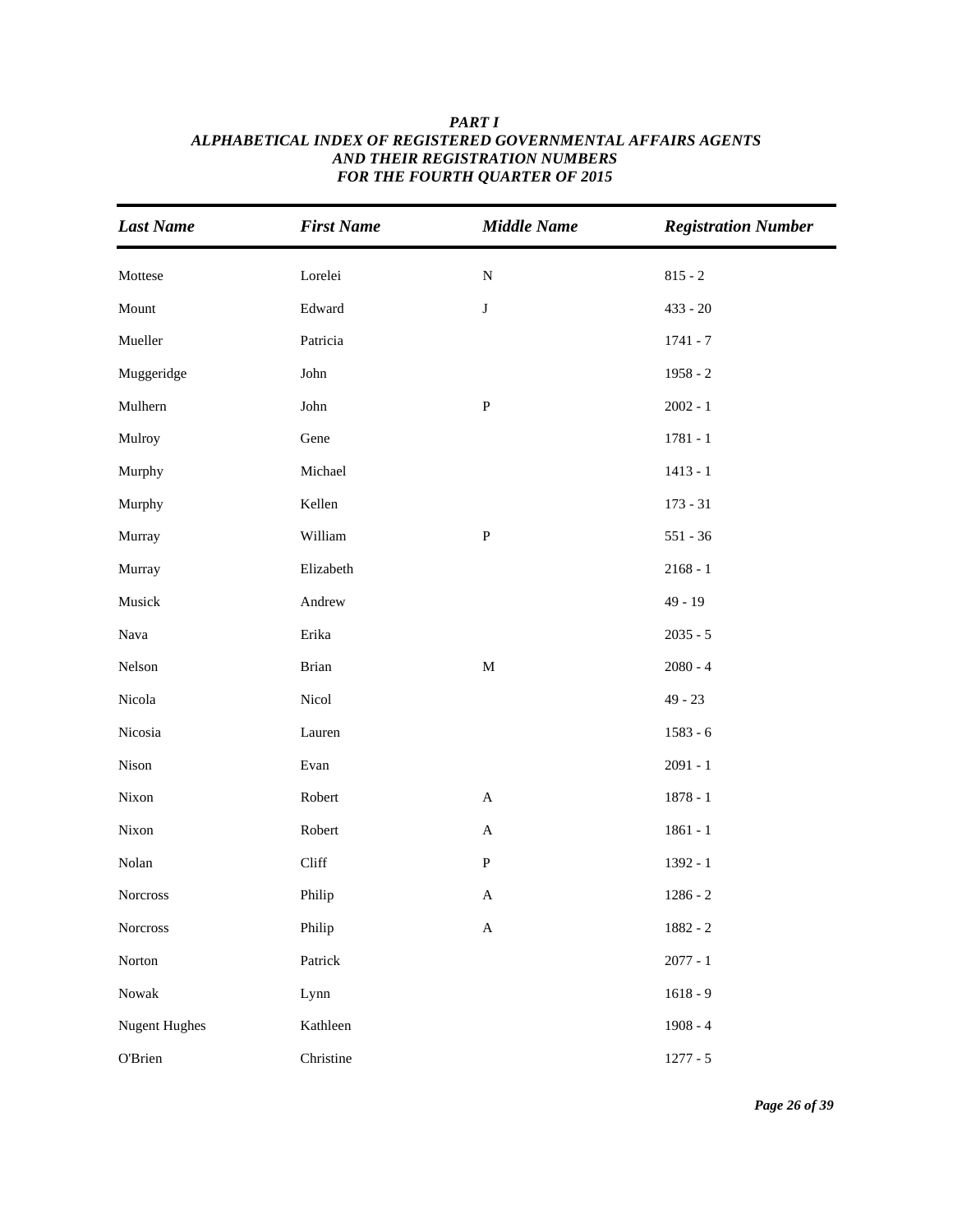***PART I***
***ALPHABETICAL INDEX OF REGISTERED GOVERNMENTAL AFFAIRS AGENTS***
***AND THEIR REGISTRATION NUMBERS***
***FOR THE FOURTH QUARTER OF 2015***

| *Last Name* | *First Name* | *Middle Name* | *Registration Number* |
|---|---|---|---|
| Mottese | Lorelei | N | 815 - 2 |
| Mount | Edward | J | 433 - 20 |
| Mueller | Patricia | | 1741 - 7 |
| Muggeridge | John | | 1958 - 2 |
| Mulhern | John | P | 2002 - 1 |
| Mulroy | Gene | | 1781 - 1 |
| Murphy | Michael | | 1413 - 1 |
| Murphy | Kellen | | 173 - 31 |
| Murray | William | P | 551 - 36 |
| Murray | Elizabeth | | 2168 - 1 |
| Musick | Andrew | | 49 - 19 |
| Nava | Erika | | 2035 - 5 |
| Nelson | Brian | M | 2080 - 4 |
| Nicola | Nicol | | 49 - 23 |
| Nicosia | Lauren | | 1583 - 6 |
| Nison | Evan | | 2091 - 1 |
| Nixon | Robert | A | 1878 - 1 |
| Nixon | Robert | A | 1861 - 1 |
| Nolan | Cliff | P | 1392 - 1 |
| Norcross | Philip | A | 1286 - 2 |
| Norcross | Philip | A | 1882 - 2 |
| Norton | Patrick | | 2077 - 1 |
| Nowak | Lynn | | 1618 - 9 |
| Nugent Hughes | Kathleen | | 1908 - 4 |
| O'Brien | Christine | | 1277 - 5 |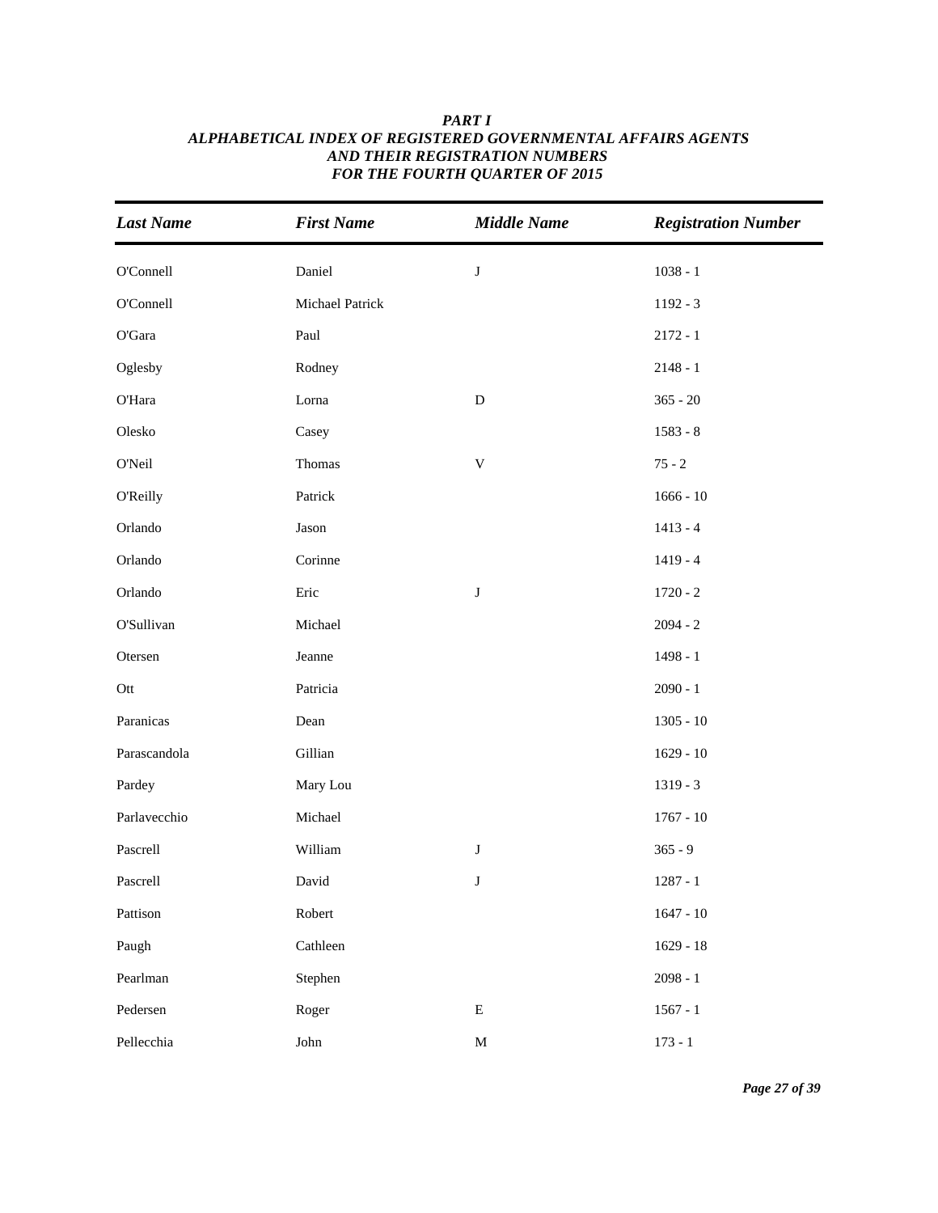***PART I***
***ALPHABETICAL INDEX OF REGISTERED GOVERNMENTAL AFFAIRS AGENTS***
***AND THEIR REGISTRATION NUMBERS***
***FOR THE FOURTH QUARTER OF 2015***

| *Last Name* | *First Name* | *Middle Name* | *Registration Number* |
|---|---|---|---|
| O'Connell | Daniel | J | 1038 - 1 |
| O'Connell | Michael Patrick | | 1192 - 3 |
| O'Gara | Paul | | 2172 - 1 |
| Oglesby | Rodney | | 2148 - 1 |
| O'Hara | Lorna | D | 365 - 20 |
| Olesko | Casey | | 1583 - 8 |
| O'Neil | Thomas | V | 75 - 2 |
| O'Reilly | Patrick | | 1666 - 10 |
| Orlando | Jason | | 1413 - 4 |
| Orlando | Corinne | | 1419 - 4 |
| Orlando | Eric | J | 1720 - 2 |
| O'Sullivan | Michael | | 2094 - 2 |
| Otersen | Jeanne | | 1498 - 1 |
| Ott | Patricia | | 2090 - 1 |
| Paranicas | Dean | | 1305 - 10 |
| Parascandola | Gillian | | 1629 - 10 |
| Pardey | Mary Lou | | 1319 - 3 |
| Parlavecchio | Michael | | 1767 - 10 |
| Pascrell | William | J | 365 - 9 |
| Pascrell | David | J | 1287 - 1 |
| Pattison | Robert | | 1647 - 10 |
| Paugh | Cathleen | | 1629 - 18 |
| Pearlman | Stephen | | 2098 - 1 |
| Pedersen | Roger | E | 1567 - 1 |
| Pellecchia | John | M | 173 - 1 |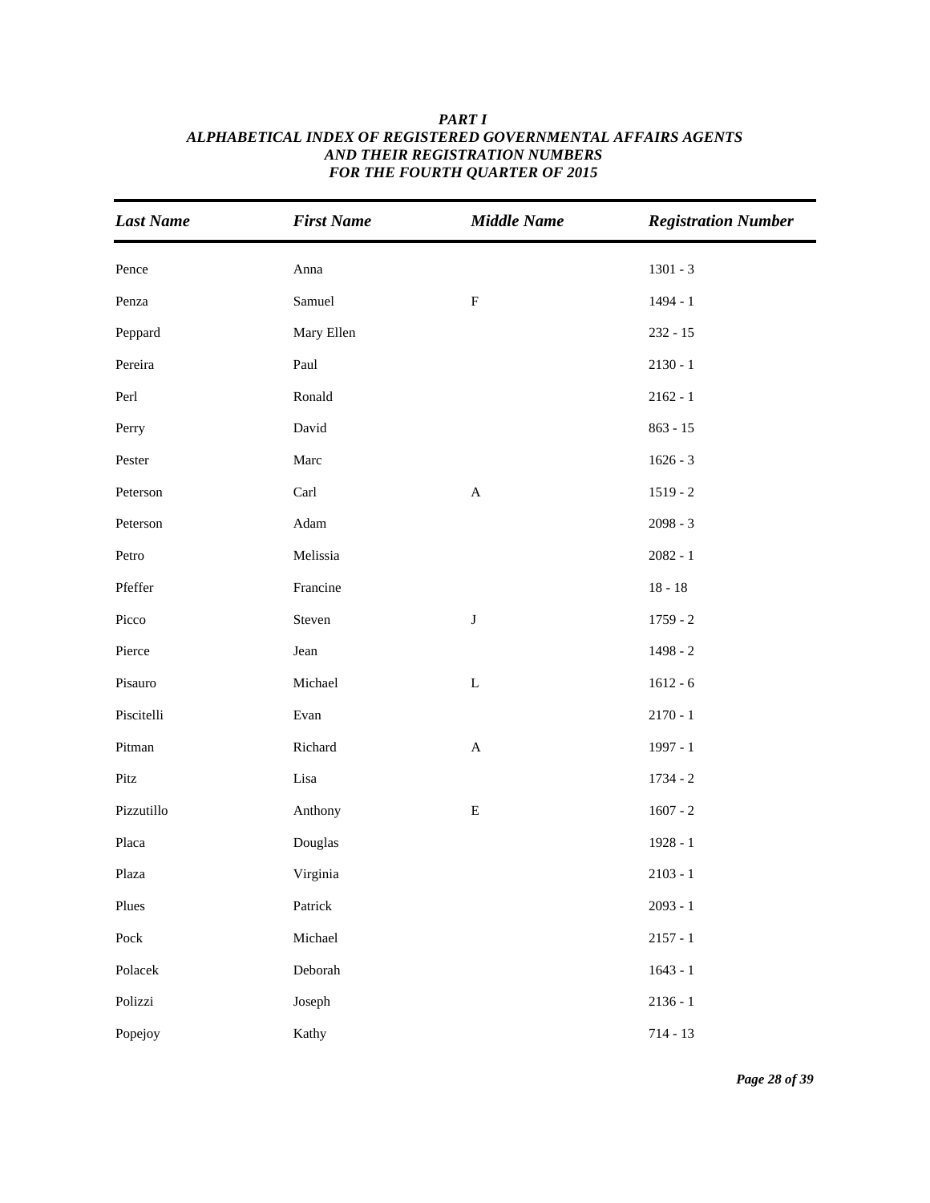# *PART I*
## *ALPHABETICAL INDEX OF REGISTERED GOVERNMENTAL AFFAIRS AGENTS AND THEIR REGISTRATION NUMBERS FOR THE FOURTH QUARTER OF 2015*

| *Last Name* | *First Name* | *Middle Name* | *Registration Number* |
|---|---|---|---|
| Pence | Anna | | 1301 - 3 |
| Penza | Samuel | F | 1494 - 1 |
| Peppard | Mary Ellen | | 232 - 15 |
| Pereira | Paul | | 2130 - 1 |
| Perl | Ronald | | 2162 - 1 |
| Perry | David | | 863 - 15 |
| Pester | Marc | | 1626 - 3 |
| Peterson | Carl | A | 1519 - 2 |
| Peterson | Adam | | 2098 - 3 |
| Petro | Melissia | | 2082 - 1 |
| Pfeffer | Francine | | 18 - 18 |
| Picco | Steven | J | 1759 - 2 |
| Pierce | Jean | | 1498 - 2 |
| Pisauro | Michael | L | 1612 - 6 |
| Piscitelli | Evan | | 2170 - 1 |
| Pitman | Richard | A | 1997 - 1 |
| Pitz | Lisa | | 1734 - 2 |
| Pizzutillo | Anthony | E | 1607 - 2 |
| Placa | Douglas | | 1928 - 1 |
| Plaza | Virginia | | 2103 - 1 |
| Plues | Patrick | | 2093 - 1 |
| Pock | Michael | | 2157 - 1 |
| Polacek | Deborah | | 1643 - 1 |
| Polizzi | Joseph | | 2136 - 1 |
| Popejoy | Kathy | | 714 - 13 |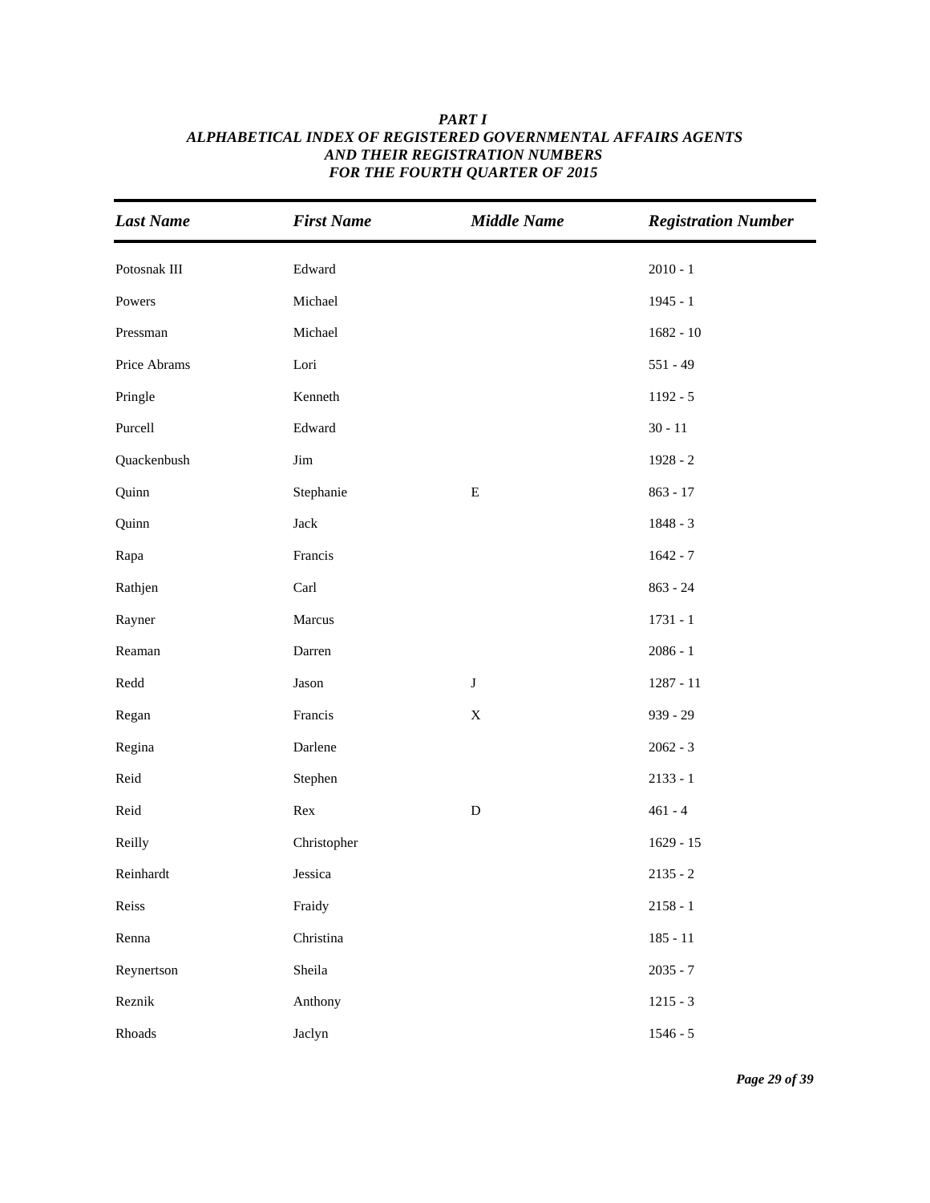***PART I***
***ALPHABETICAL INDEX OF REGISTERED GOVERNMENTAL AFFAIRS AGENTS AND THEIR REGISTRATION NUMBERS FOR THE FOURTH QUARTER OF 2015***

| *Last Name* | *First Name* | *Middle Name* | *Registration Number* |
|---|---|---|---|
| Potosnak III | Edward | | 2010 - 1 |
| Powers | Michael | | 1945 - 1 |
| Pressman | Michael | | 1682 - 10 |
| Price Abrams | Lori | | 551 - 49 |
| Pringle | Kenneth | | 1192 - 5 |
| Purcell | Edward | | 30 - 11 |
| Quackenbush | Jim | | 1928 - 2 |
| Quinn | Stephanie | E | 863 - 17 |
| Quinn | Jack | | 1848 - 3 |
| Rapa | Francis | | 1642 - 7 |
| Rathjen | Carl | | 863 - 24 |
| Rayner | Marcus | | 1731 - 1 |
| Reaman | Darren | | 2086 - 1 |
| Redd | Jason | J | 1287 - 11 |
| Regan | Francis | X | 939 - 29 |
| Regina | Darlene | | 2062 - 3 |
| Reid | Stephen | | 2133 - 1 |
| Reid | Rex | D | 461 - 4 |
| Reilly | Christopher | | 1629 - 15 |
| Reinhardt | Jessica | | 2135 - 2 |
| Reiss | Fraidy | | 2158 - 1 |
| Renna | Christina | | 185 - 11 |
| Reynertson | Sheila | | 2035 - 7 |
| Reznik | Anthony | | 1215 - 3 |
| Rhoads | Jaclyn | | 1546 - 5 |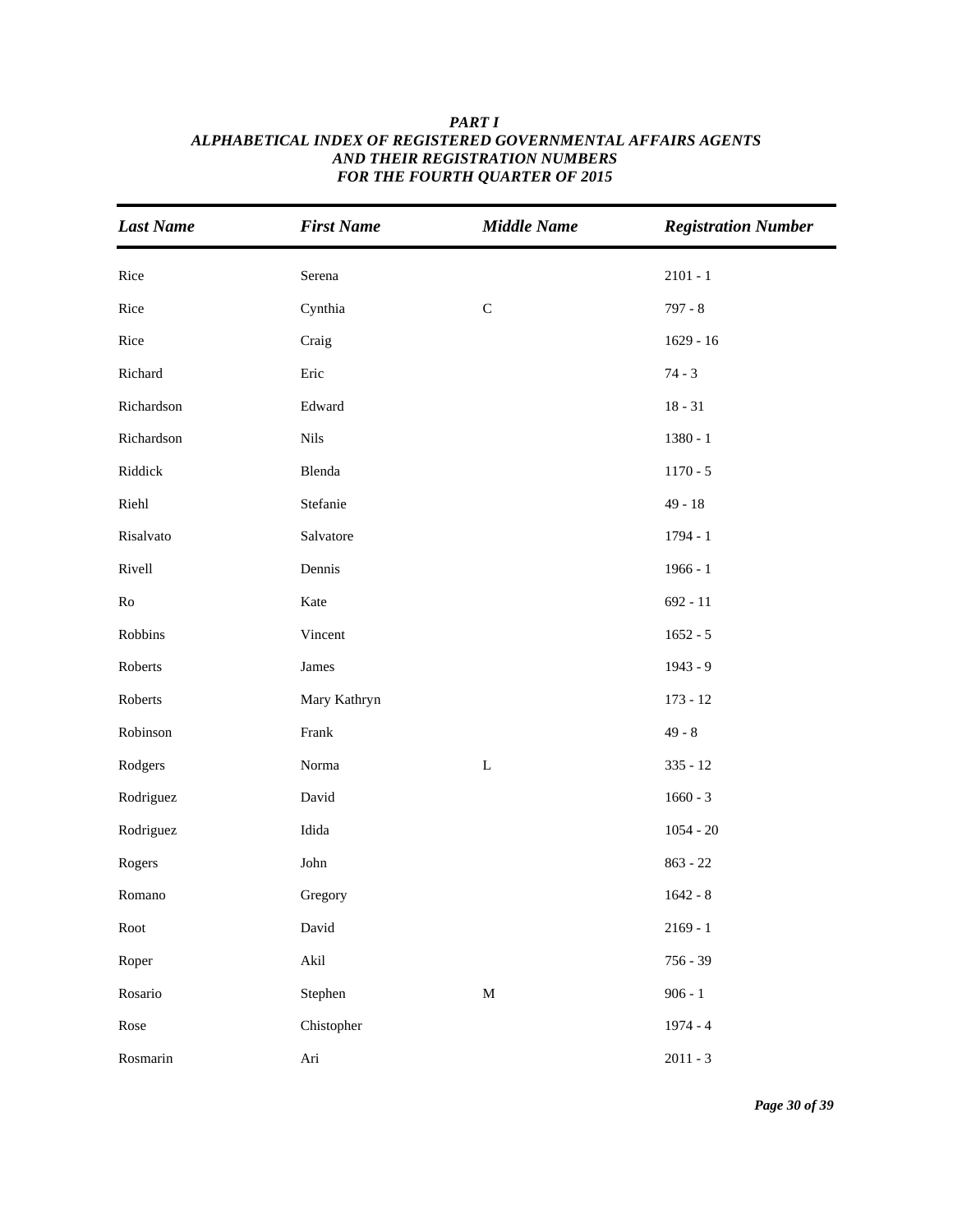***PART I***
***ALPHABETICAL INDEX OF REGISTERED GOVERNMENTAL AFFAIRS AGENTS***
***AND THEIR REGISTRATION NUMBERS***
***FOR THE FOURTH QUARTER OF 2015***

| *Last Name* | *First Name* | *Middle Name* | *Registration Number* |
|---|---|---|---|
| Rice | Serena | | 2101 - 1 |
| Rice | Cynthia | C | 797 - 8 |
| Rice | Craig | | 1629 - 16 |
| Richard | Eric | | 74 - 3 |
| Richardson | Edward | | 18 - 31 |
| Richardson | Nils | | 1380 - 1 |
| Riddick | Blenda | | 1170 - 5 |
| Riehl | Stefanie | | 49 - 18 |
| Risalvato | Salvatore | | 1794 - 1 |
| Rivell | Dennis | | 1966 - 1 |
| Ro | Kate | | 692 - 11 |
| Robbins | Vincent | | 1652 - 5 |
| Roberts | James | | 1943 - 9 |
| Roberts | Mary Kathryn | | 173 - 12 |
| Robinson | Frank | | 49 - 8 |
| Rodgers | Norma | L | 335 - 12 |
| Rodriguez | David | | 1660 - 3 |
| Rodriguez | Idida | | 1054 - 20 |
| Rogers | John | | 863 - 22 |
| Romano | Gregory | | 1642 - 8 |
| Root | David | | 2169 - 1 |
| Roper | Akil | | 756 - 39 |
| Rosario | Stephen | M | 906 - 1 |
| Rose | Chistopher | | 1974 - 4 |
| Rosmarin | Ari | | 2011 - 3 |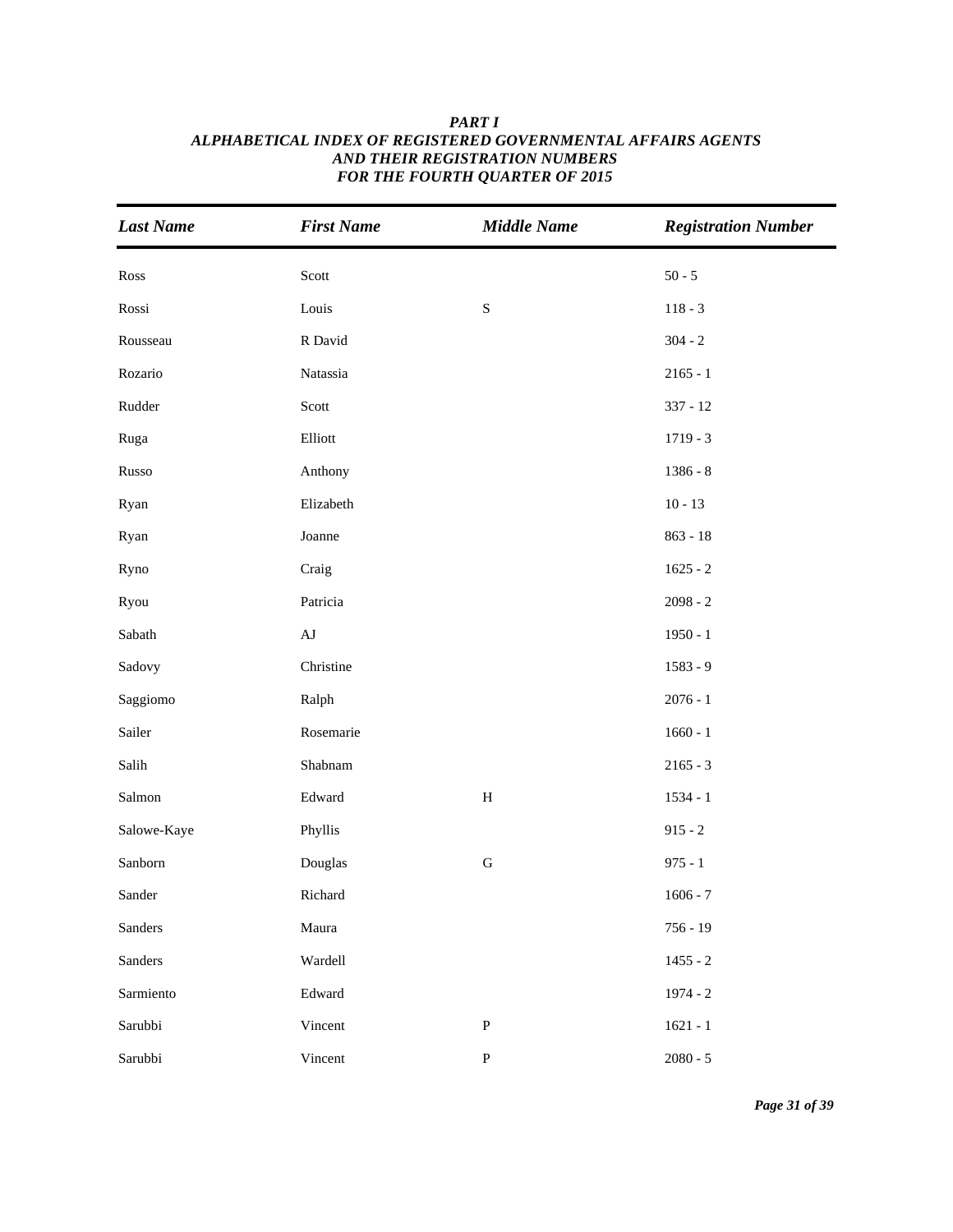***PART I***
***ALPHABETICAL INDEX OF REGISTERED GOVERNMENTAL AFFAIRS AGENTS***
***AND THEIR REGISTRATION NUMBERS***
***FOR THE FOURTH QUARTER OF 2015***

| *Last Name* | *First Name* | *Middle Name* | *Registration Number* |
|---|---|---|---|
| Ross | Scott | | 50 - 5 |
| Rossi | Louis | S | 118 - 3 |
| Rousseau | R David | | 304 - 2 |
| Rozario | Natassia | | 2165 - 1 |
| Rudder | Scott | | 337 - 12 |
| Ruga | Elliott | | 1719 - 3 |
| Russo | Anthony | | 1386 - 8 |
| Ryan | Elizabeth | | 10 - 13 |
| Ryan | Joanne | | 863 - 18 |
| Ryno | Craig | | 1625 - 2 |
| Ryou | Patricia | | 2098 - 2 |
| Sabath | AJ | | 1950 - 1 |
| Sadovy | Christine | | 1583 - 9 |
| Saggiomo | Ralph | | 2076 - 1 |
| Sailer | Rosemarie | | 1660 - 1 |
| Salih | Shabnam | | 2165 - 3 |
| Salmon | Edward | H | 1534 - 1 |
| Salowe-Kaye | Phyllis | | 915 - 2 |
| Sanborn | Douglas | G | 975 - 1 |
| Sander | Richard | | 1606 - 7 |
| Sanders | Maura | | 756 - 19 |
| Sanders | Wardell | | 1455 - 2 |
| Sarmiento | Edward | | 1974 - 2 |
| Sarubbi | Vincent | P | 1621 - 1 |
| Sarubbi | Vincent | P | 2080 - 5 |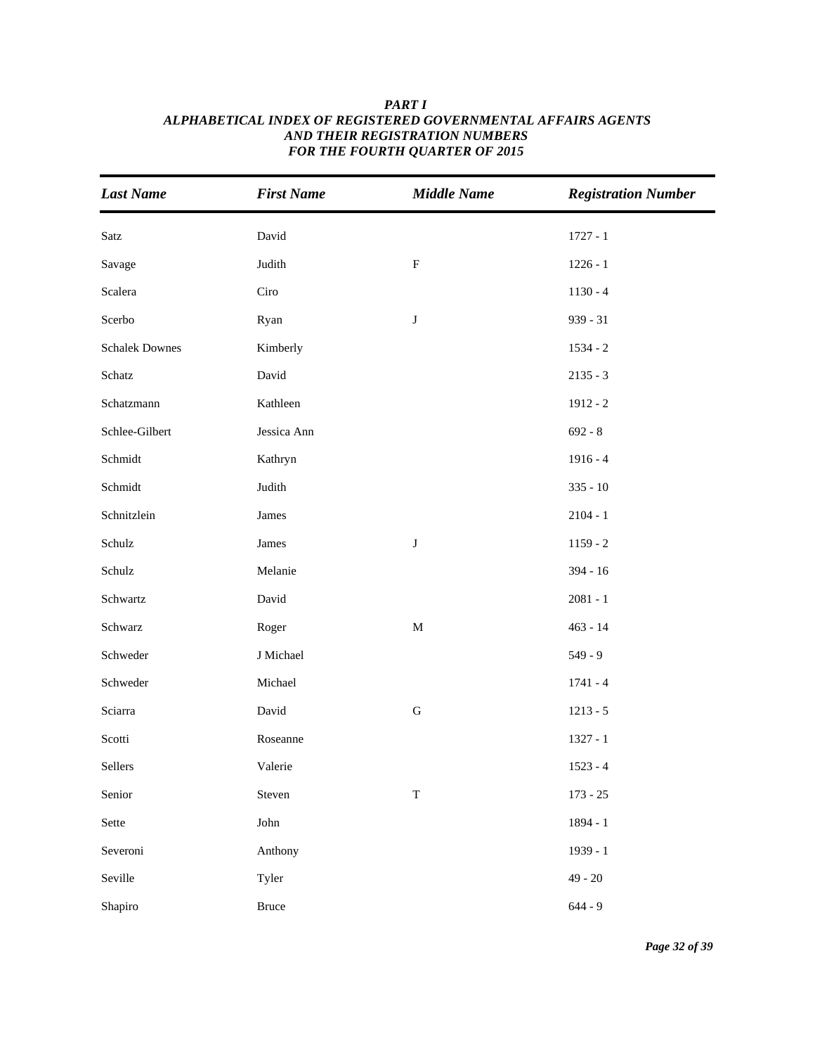***PART I***
***ALPHABETICAL INDEX OF REGISTERED GOVERNMENTAL AFFAIRS AGENTS AND THEIR REGISTRATION NUMBERS FOR THE FOURTH QUARTER OF 2015***

| *Last Name* | *First Name* | *Middle Name* | *Registration Number* |
|---|---|---|---|
| Satz | David | | 1727 - 1 |
| Savage | Judith | F | 1226 - 1 |
| Scalera | Ciro | | 1130 - 4 |
| Scerbo | Ryan | J | 939 - 31 |
| Schalek Downes | Kimberly | | 1534 - 2 |
| Schatz | David | | 2135 - 3 |
| Schatzmann | Kathleen | | 1912 - 2 |
| Schlee-Gilbert | Jessica Ann | | 692 - 8 |
| Schmidt | Kathryn | | 1916 - 4 |
| Schmidt | Judith | | 335 - 10 |
| Schnitzlein | James | | 2104 - 1 |
| Schulz | James | J | 1159 - 2 |
| Schulz | Melanie | | 394 - 16 |
| Schwartz | David | | 2081 - 1 |
| Schwarz | Roger | M | 463 - 14 |
| Schweder | J Michael | | 549 - 9 |
| Schweder | Michael | | 1741 - 4 |
| Sciarra | David | G | 1213 - 5 |
| Scotti | Roseanne | | 1327 - 1 |
| Sellers | Valerie | | 1523 - 4 |
| Senior | Steven | T | 173 - 25 |
| Sette | John | | 1894 - 1 |
| Severoni | Anthony | | 1939 - 1 |
| Seville | Tyler | | 49 - 20 |
| Shapiro | Bruce | | 644 - 9 |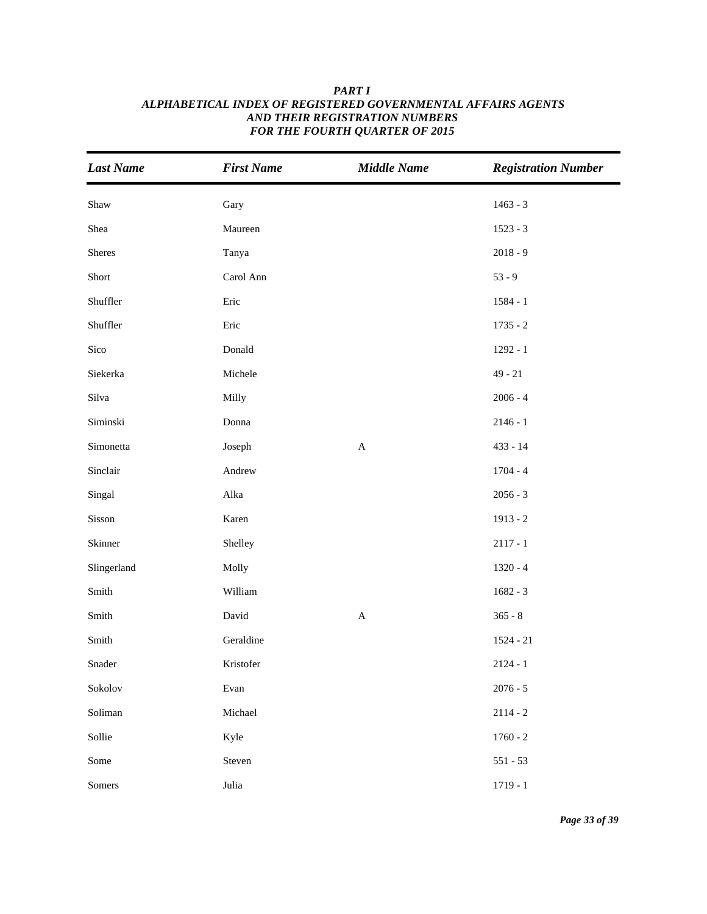***PART I***
***ALPHABETICAL INDEX OF REGISTERED GOVERNMENTAL AFFAIRS AGENTS AND THEIR REGISTRATION NUMBERS FOR THE FOURTH QUARTER OF 2015***

| *Last Name* | *First Name* | *Middle Name* | *Registration Number* |
|---|---|---|---|
| Shaw | Gary | | 1463 - 3 |
| Shea | Maureen | | 1523 - 3 |
| Sheres | Tanya | | 2018 - 9 |
| Short | Carol Ann | | 53 - 9 |
| Shuffler | Eric | | 1584 - 1 |
| Shuffler | Eric | | 1735 - 2 |
| Sico | Donald | | 1292 - 1 |
| Siekerka | Michele | | 49 - 21 |
| Silva | Milly | | 2006 - 4 |
| Siminski | Donna | | 2146 - 1 |
| Simonetta | Joseph | A | 433 - 14 |
| Sinclair | Andrew | | 1704 - 4 |
| Singal | Alka | | 2056 - 3 |
| Sisson | Karen | | 1913 - 2 |
| Skinner | Shelley | | 2117 - 1 |
| Slingerland | Molly | | 1320 - 4 |
| Smith | William | | 1682 - 3 |
| Smith | David | A | 365 - 8 |
| Smith | Geraldine | | 1524 - 21 |
| Snader | Kristofer | | 2124 - 1 |
| Sokolov | Evan | | 2076 - 5 |
| Soliman | Michael | | 2114 - 2 |
| Sollie | Kyle | | 1760 - 2 |
| Some | Steven | | 551 - 53 |
| Somers | Julia | | 1719 - 1 |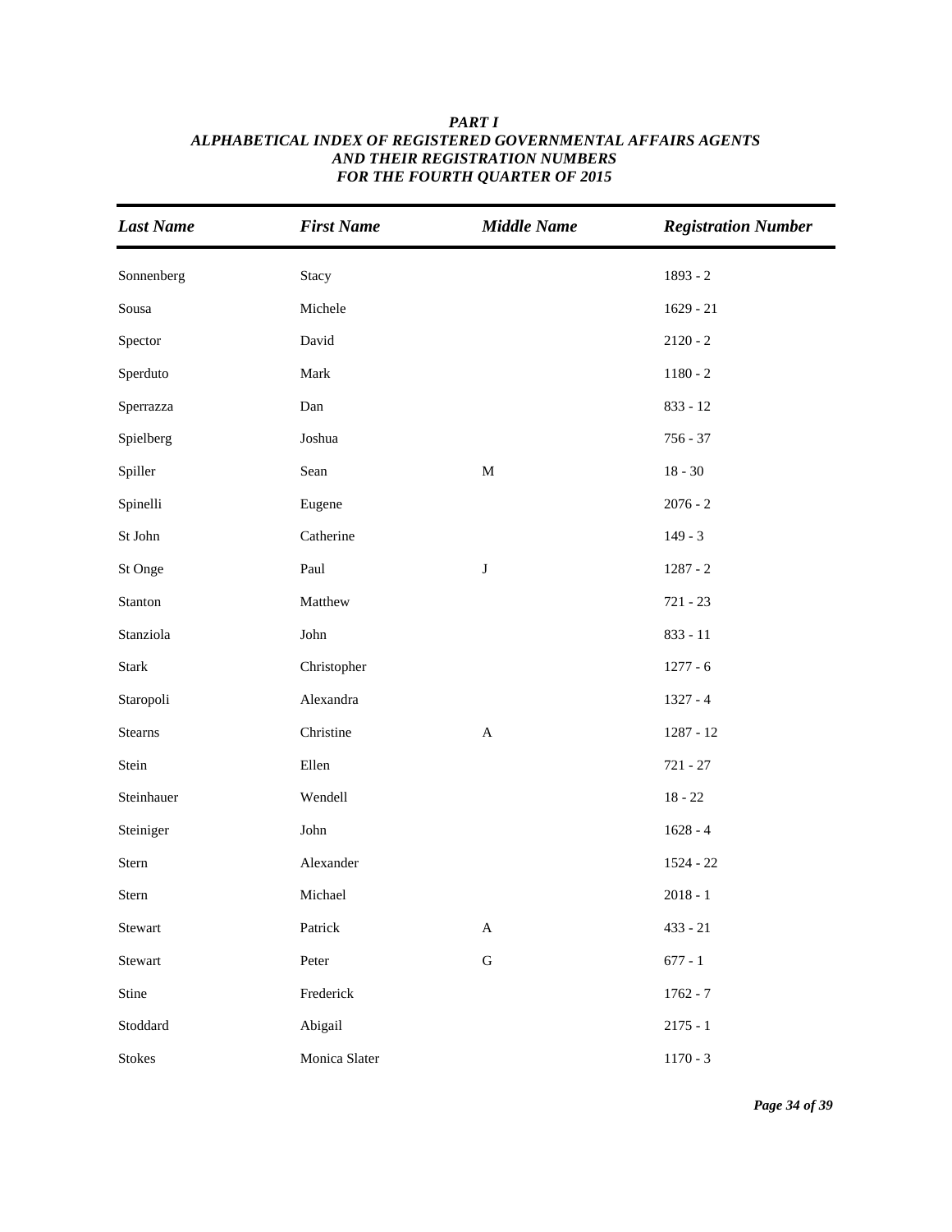***PART I***
***ALPHABETICAL INDEX OF REGISTERED GOVERNMENTAL AFFAIRS AGENTS AND THEIR REGISTRATION NUMBERS FOR THE FOURTH QUARTER OF 2015***

| *Last Name* | *First Name* | *Middle Name* | *Registration Number* |
|---|---|---|---|
| Sonnenberg | Stacy | | 1893 - 2 |
| Sousa | Michele | | 1629 - 21 |
| Spector | David | | 2120 - 2 |
| Sperduto | Mark | | 1180 - 2 |
| Sperrazza | Dan | | 833 - 12 |
| Spielberg | Joshua | | 756 - 37 |
| Spiller | Sean | M | 18 - 30 |
| Spinelli | Eugene | | 2076 - 2 |
| St John | Catherine | | 149 - 3 |
| St Onge | Paul | J | 1287 - 2 |
| Stanton | Matthew | | 721 - 23 |
| Stanziola | John | | 833 - 11 |
| Stark | Christopher | | 1277 - 6 |
| Staropoli | Alexandra | | 1327 - 4 |
| Stearns | Christine | A | 1287 - 12 |
| Stein | Ellen | | 721 - 27 |
| Steinhauer | Wendell | | 18 - 22 |
| Steiniger | John | | 1628 - 4 |
| Stern | Alexander | | 1524 - 22 |
| Stern | Michael | | 2018 - 1 |
| Stewart | Patrick | A | 433 - 21 |
| Stewart | Peter | G | 677 - 1 |
| Stine | Frederick | | 1762 - 7 |
| Stoddard | Abigail | | 2175 - 1 |
| Stokes | Monica Slater | | 1170 - 3 |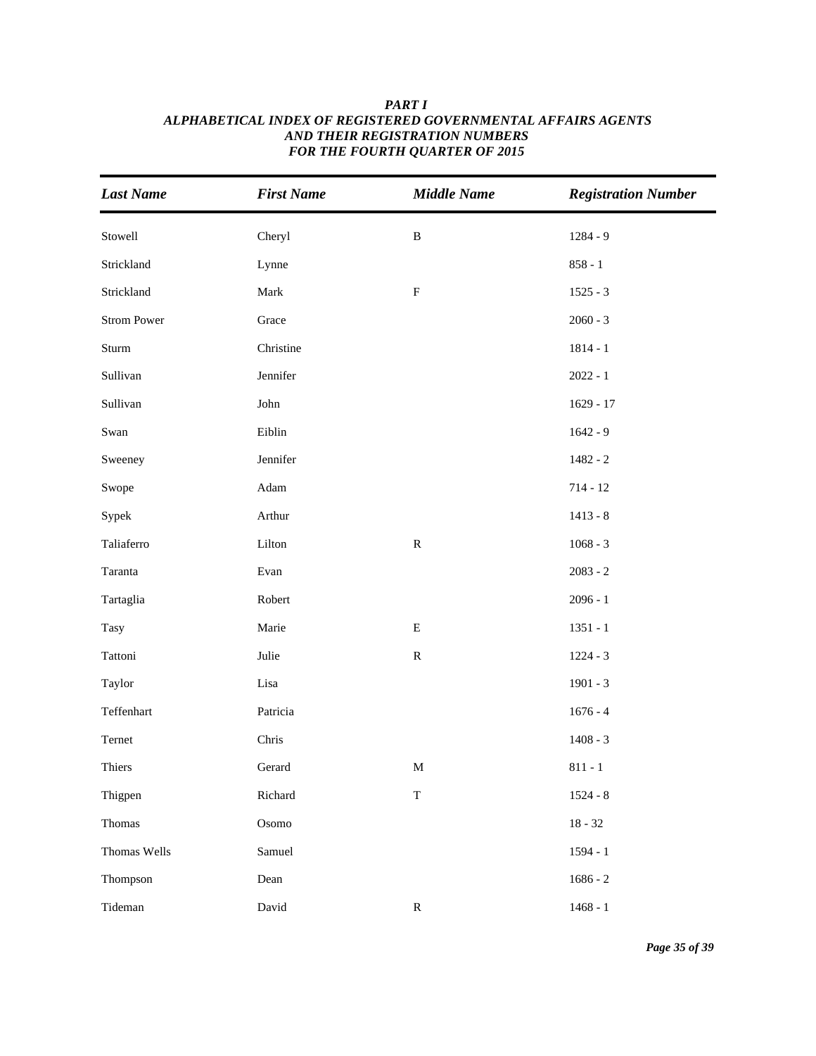***PART I***
***ALPHABETICAL INDEX OF REGISTERED GOVERNMENTAL AFFAIRS AGENTS***
***AND THEIR REGISTRATION NUMBERS***
***FOR THE FOURTH QUARTER OF 2015***

| *Last Name* | *First Name* | *Middle Name* | *Registration Number* |
|---|---|---|---|
| Stowell | Cheryl | B | 1284 - 9 |
| Strickland | Lynne | | 858 - 1 |
| Strickland | Mark | F | 1525 - 3 |
| Strom Power | Grace | | 2060 - 3 |
| Sturm | Christine | | 1814 - 1 |
| Sullivan | Jennifer | | 2022 - 1 |
| Sullivan | John | | 1629 - 17 |
| Swan | Eiblin | | 1642 - 9 |
| Sweeney | Jennifer | | 1482 - 2 |
| Swope | Adam | | 714 - 12 |
| Sypek | Arthur | | 1413 - 8 |
| Taliaferro | Lilton | R | 1068 - 3 |
| Taranta | Evan | | 2083 - 2 |
| Tartaglia | Robert | | 2096 - 1 |
| Tasy | Marie | E | 1351 - 1 |
| Tattoni | Julie | R | 1224 - 3 |
| Taylor | Lisa | | 1901 - 3 |
| Teffenhart | Patricia | | 1676 - 4 |
| Ternet | Chris | | 1408 - 3 |
| Thiers | Gerard | M | 811 - 1 |
| Thigpen | Richard | T | 1524 - 8 |
| Thomas | Osomo | | 18 - 32 |
| Thomas Wells | Samuel | | 1594 - 1 |
| Thompson | Dean | | 1686 - 2 |
| Tideman | David | R | 1468 - 1 |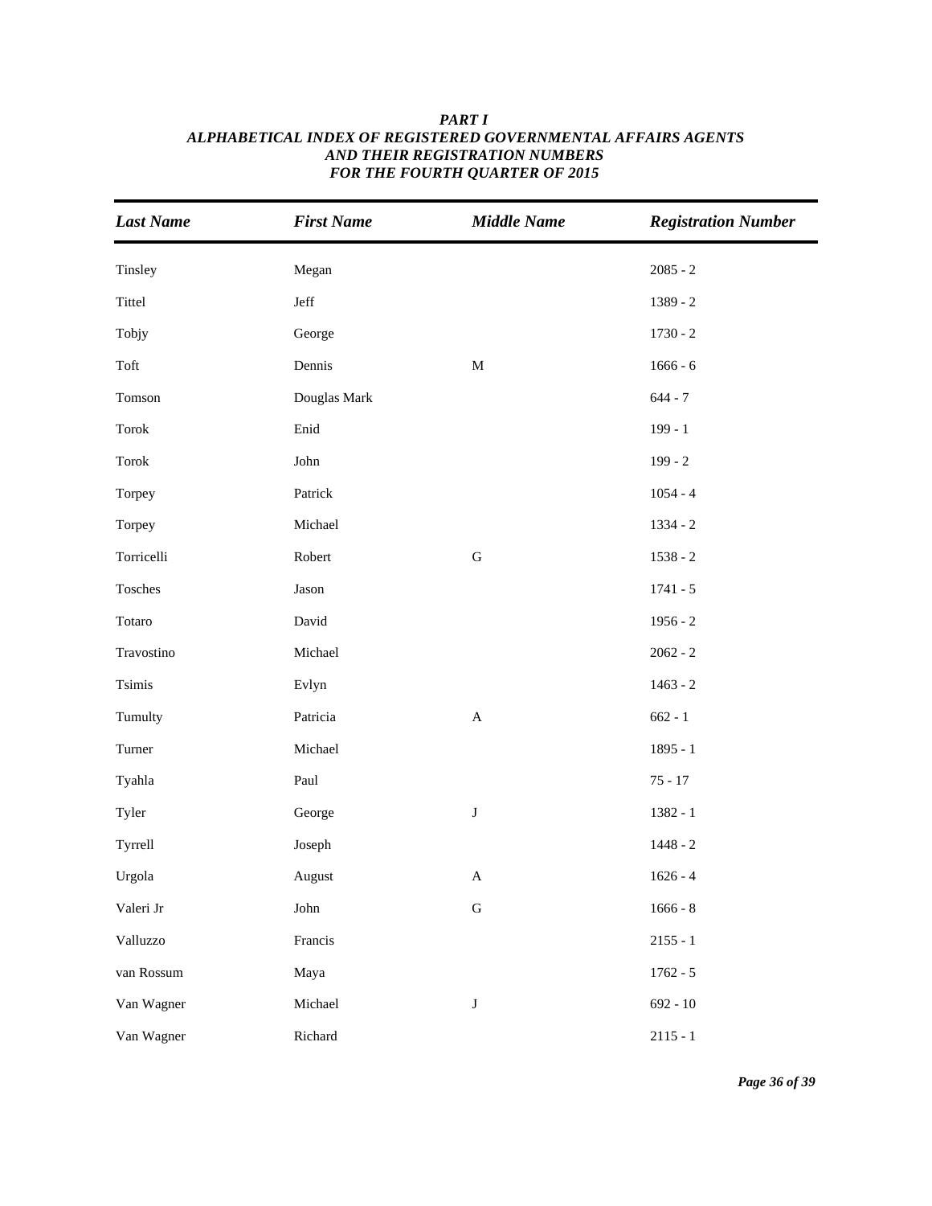***PART I***
***ALPHABETICAL INDEX OF REGISTERED GOVERNMENTAL AFFAIRS AGENTS***
***AND THEIR REGISTRATION NUMBERS***
***FOR THE FOURTH QUARTER OF 2015***

| *Last Name* | *First Name* | *Middle Name* | *Registration Number* |
|---|---|---|---|
| Tinsley | Megan | | 2085 - 2 |
| Tittel | Jeff | | 1389 - 2 |
| Tobjy | George | | 1730 - 2 |
| Toft | Dennis | M | 1666 - 6 |
| Tomson | Douglas Mark | | 644 - 7 |
| Torok | Enid | | 199 - 1 |
| Torok | John | | 199 - 2 |
| Torpey | Patrick | | 1054 - 4 |
| Torpey | Michael | | 1334 - 2 |
| Torricelli | Robert | G | 1538 - 2 |
| Tosches | Jason | | 1741 - 5 |
| Totaro | David | | 1956 - 2 |
| Travostino | Michael | | 2062 - 2 |
| Tsimis | Evlyn | | 1463 - 2 |
| Tumulty | Patricia | A | 662 - 1 |
| Turner | Michael | | 1895 - 1 |
| Tyahla | Paul | | 75 - 17 |
| Tyler | George | J | 1382 - 1 |
| Tyrrell | Joseph | | 1448 - 2 |
| Urgola | August | A | 1626 - 4 |
| Valeri Jr | John | G | 1666 - 8 |
| Valluzzo | Francis | | 2155 - 1 |
| van Rossum | Maya | | 1762 - 5 |
| Van Wagner | Michael | J | 692 - 10 |
| Van Wagner | Richard | | 2115 - 1 |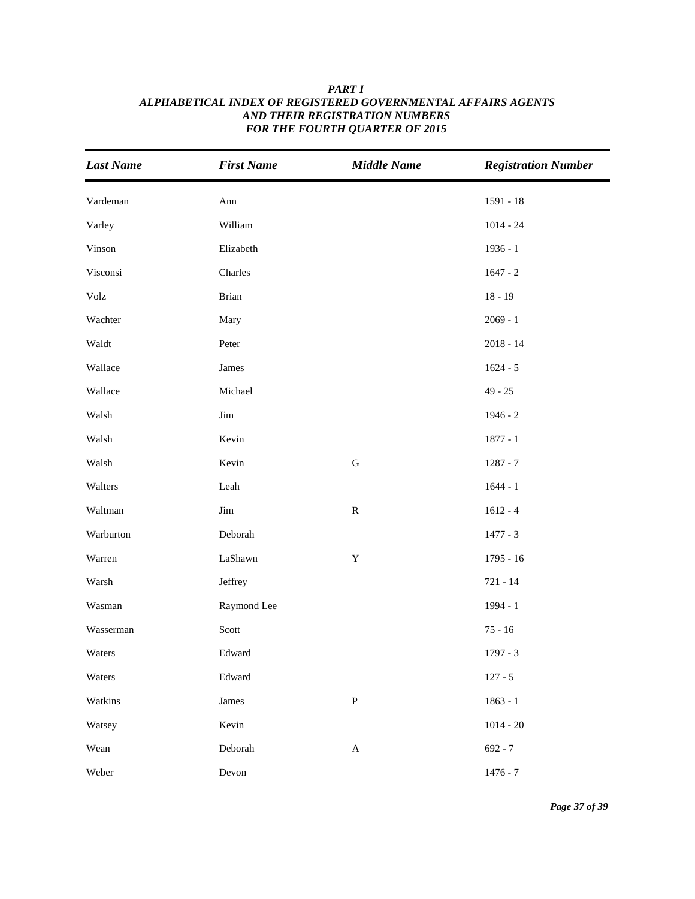***PART I***
***ALPHABETICAL INDEX OF REGISTERED GOVERNMENTAL AFFAIRS AGENTS AND THEIR REGISTRATION NUMBERS FOR THE FOURTH QUARTER OF 2015***

| *Last Name* | *First Name* | *Middle Name* | *Registration Number* |
|---|---|---|---|
| Vardeman | Ann | | 1591 - 18 |
| Varley | William | | 1014 - 24 |
| Vinson | Elizabeth | | 1936 - 1 |
| Visconsi | Charles | | 1647 - 2 |
| Volz | Brian | | 18 - 19 |
| Wachter | Mary | | 2069 - 1 |
| Waldt | Peter | | 2018 - 14 |
| Wallace | James | | 1624 - 5 |
| Wallace | Michael | | 49 - 25 |
| Walsh | Jim | | 1946 - 2 |
| Walsh | Kevin | | 1877 - 1 |
| Walsh | Kevin | G | 1287 - 7 |
| Walters | Leah | | 1644 - 1 |
| Waltman | Jim | R | 1612 - 4 |
| Warburton | Deborah | | 1477 - 3 |
| Warren | LaShawn | Y | 1795 - 16 |
| Warsh | Jeffrey | | 721 - 14 |
| Wasman | Raymond Lee | | 1994 - 1 |
| Wasserman | Scott | | 75 - 16 |
| Waters | Edward | | 1797 - 3 |
| Waters | Edward | | 127 - 5 |
| Watkins | James | P | 1863 - 1 |
| Watsey | Kevin | | 1014 - 20 |
| Wean | Deborah | A | 692 - 7 |
| Weber | Devon | | 1476 - 7 |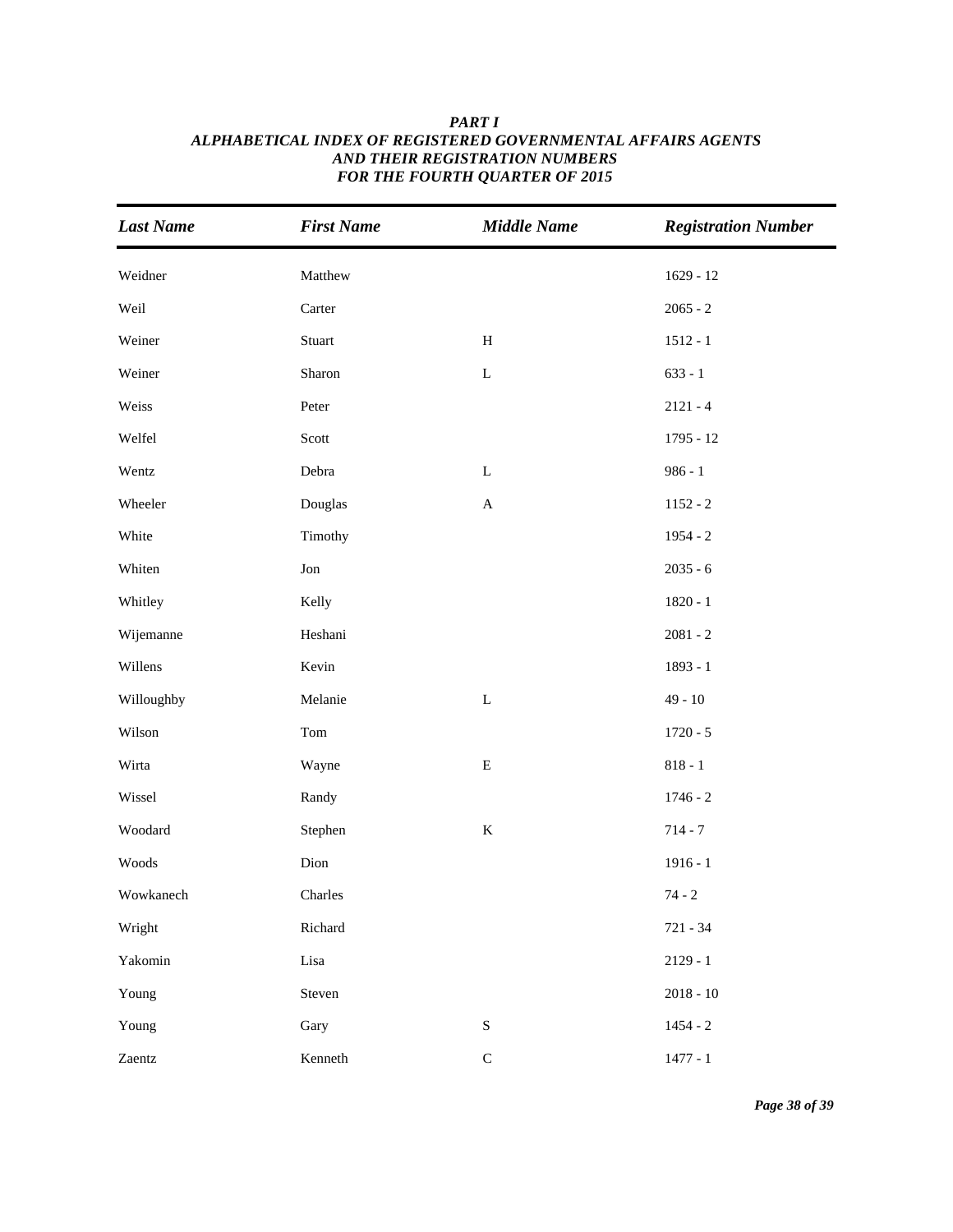***PART I***
***ALPHABETICAL INDEX OF REGISTERED GOVERNMENTAL AFFAIRS AGENTS***
***AND THEIR REGISTRATION NUMBERS***
***FOR THE FOURTH QUARTER OF 2015***

| *Last Name* | *First Name* | *Middle Name* | *Registration Number* |
|---|---|---|---|
| Weidner | Matthew | | 1629 - 12 |
| Weil | Carter | | 2065 - 2 |
| Weiner | Stuart | H | 1512 - 1 |
| Weiner | Sharon | L | 633 - 1 |
| Weiss | Peter | | 2121 - 4 |
| Welfel | Scott | | 1795 - 12 |
| Wentz | Debra | L | 986 - 1 |
| Wheeler | Douglas | A | 1152 - 2 |
| White | Timothy | | 1954 - 2 |
| Whiten | Jon | | 2035 - 6 |
| Whitley | Kelly | | 1820 - 1 |
| Wijemanne | Heshani | | 2081 - 2 |
| Willens | Kevin | | 1893 - 1 |
| Willoughby | Melanie | L | 49 - 10 |
| Wilson | Tom | | 1720 - 5 |
| Wirta | Wayne | E | 818 - 1 |
| Wissel | Randy | | 1746 - 2 |
| Woodard | Stephen | K | 714 - 7 |
| Woods | Dion | | 1916 - 1 |
| Wowkanech | Charles | | 74 - 2 |
| Wright | Richard | | 721 - 34 |
| Yakomin | Lisa | | 2129 - 1 |
| Young | Steven | | 2018 - 10 |
| Young | Gary | S | 1454 - 2 |
| Zaentz | Kenneth | C | 1477 - 1 |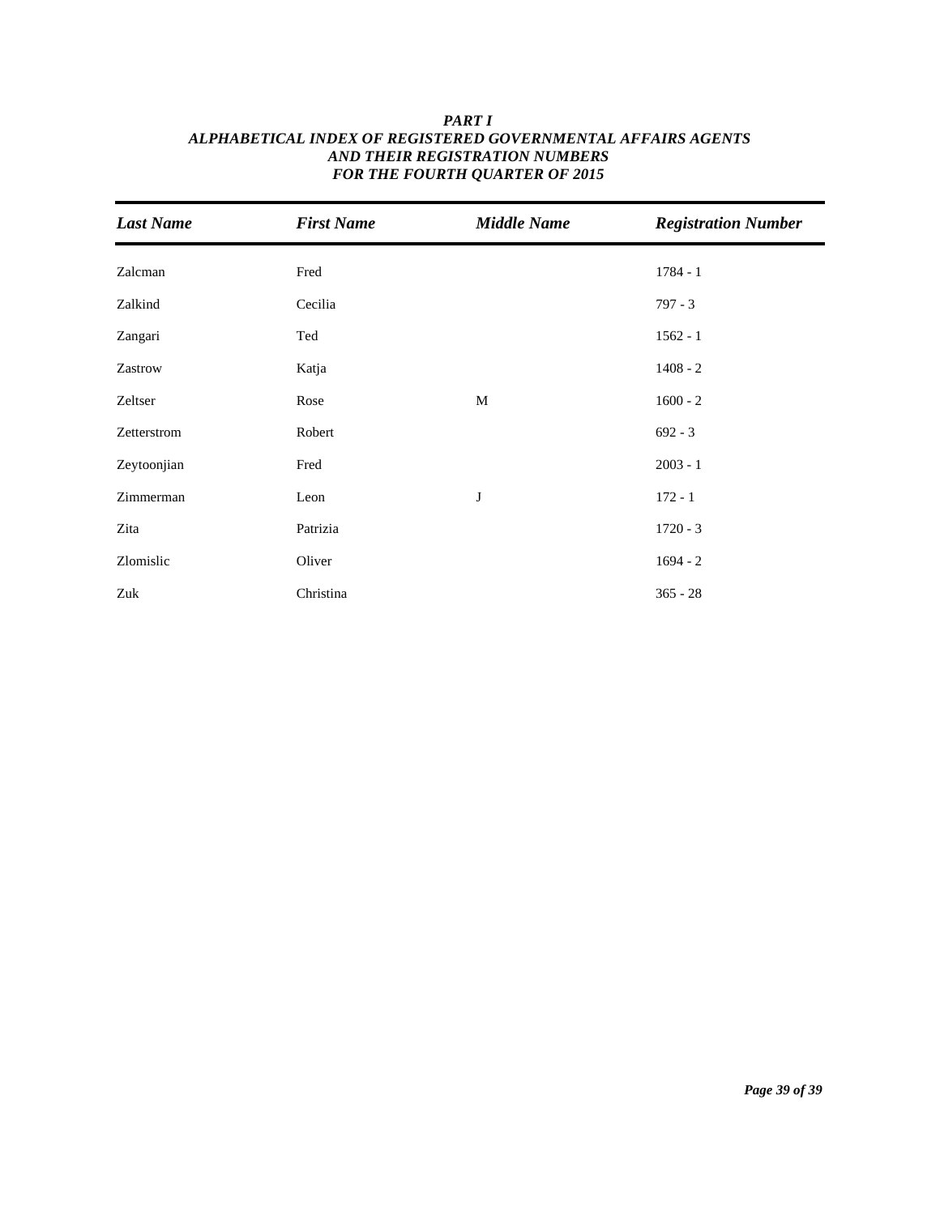# *PART I*
# *ALPHABETICAL INDEX OF REGISTERED GOVERNMENTAL AFFAIRS AGENTS AND THEIR REGISTRATION NUMBERS FOR THE FOURTH QUARTER OF 2015*

| *Last Name* | *First Name* | *Middle Name* | *Registration Number* |
|---|---|---|---|
| Zalcman | Fred | | 1784 - 1 |
| Zalkind | Cecilia | | 797 - 3 |
| Zangari | Ted | | 1562 - 1 |
| Zastrow | Katja | | 1408 - 2 |
| Zeltser | Rose | M | 1600 - 2 |
| Zetterstrom | Robert | | 692 - 3 |
| Zeytoonjian | Fred | | 2003 - 1 |
| Zimmerman | Leon | J | 172 - 1 |
| Zita | Patrizia | | 1720 - 3 |
| Zlomislic | Oliver | | 1694 - 2 |
| Zuk | Christina | | 365 - 28 |